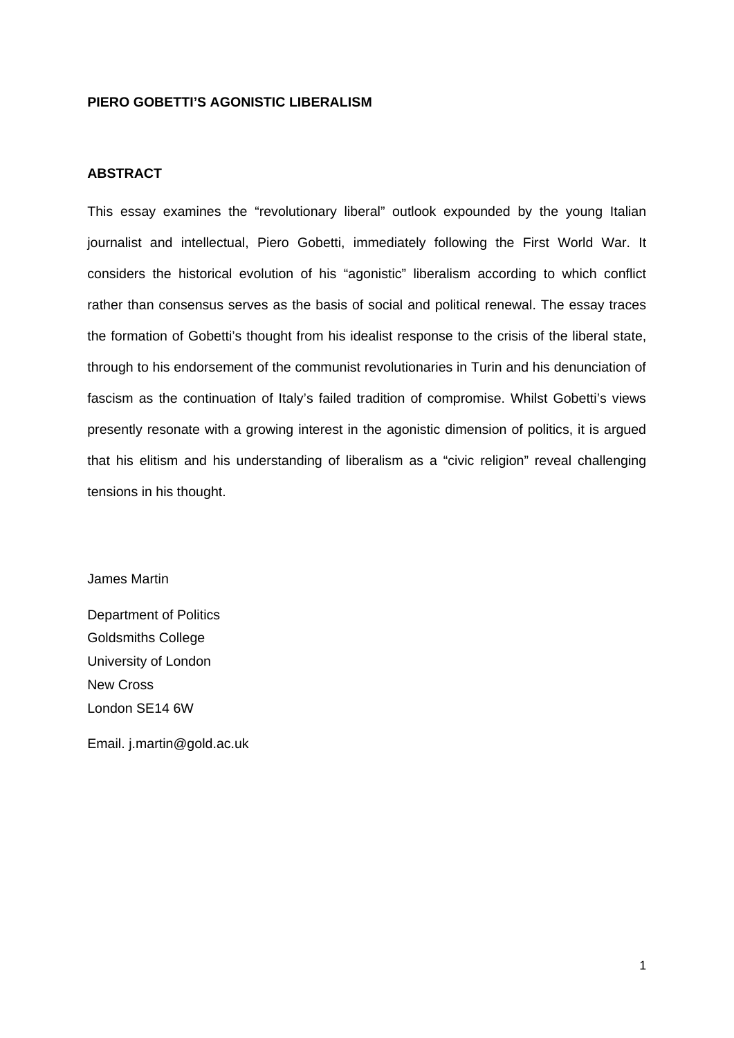# PIERO GOBETTI'S AGONISTIC LIBERALISM

## ABSTRACT

This essay examines the "revolutionary liberal" outlook expounded by the young Italian journalist and intellectual, Piero Gobetti, immediately following the First World War. It considers the historical evolution of his "agonistic" liberalism according to which conflict rather than consensus serves as the basis of social and political renewal. The essay traces the formation of Gobetti's thought from his idealist response to the crisis of the liberal state, through to his endorsement of the communist revolutionaries in Turin and his denunciation of fascism as the continuation of Italy's failed tradition of compromise. Whilst Gobetti's views presently resonate with a growing interest in the agonistic dimension of politics, it is argued that his elitism and his understanding of liberalism as a "civic religion" reveal challenging tensions in his thought.

James Martin

Department of Politics
Goldsmiths College
University of London
New Cross
London SE14 6W

Email. j.martin@gold.ac.uk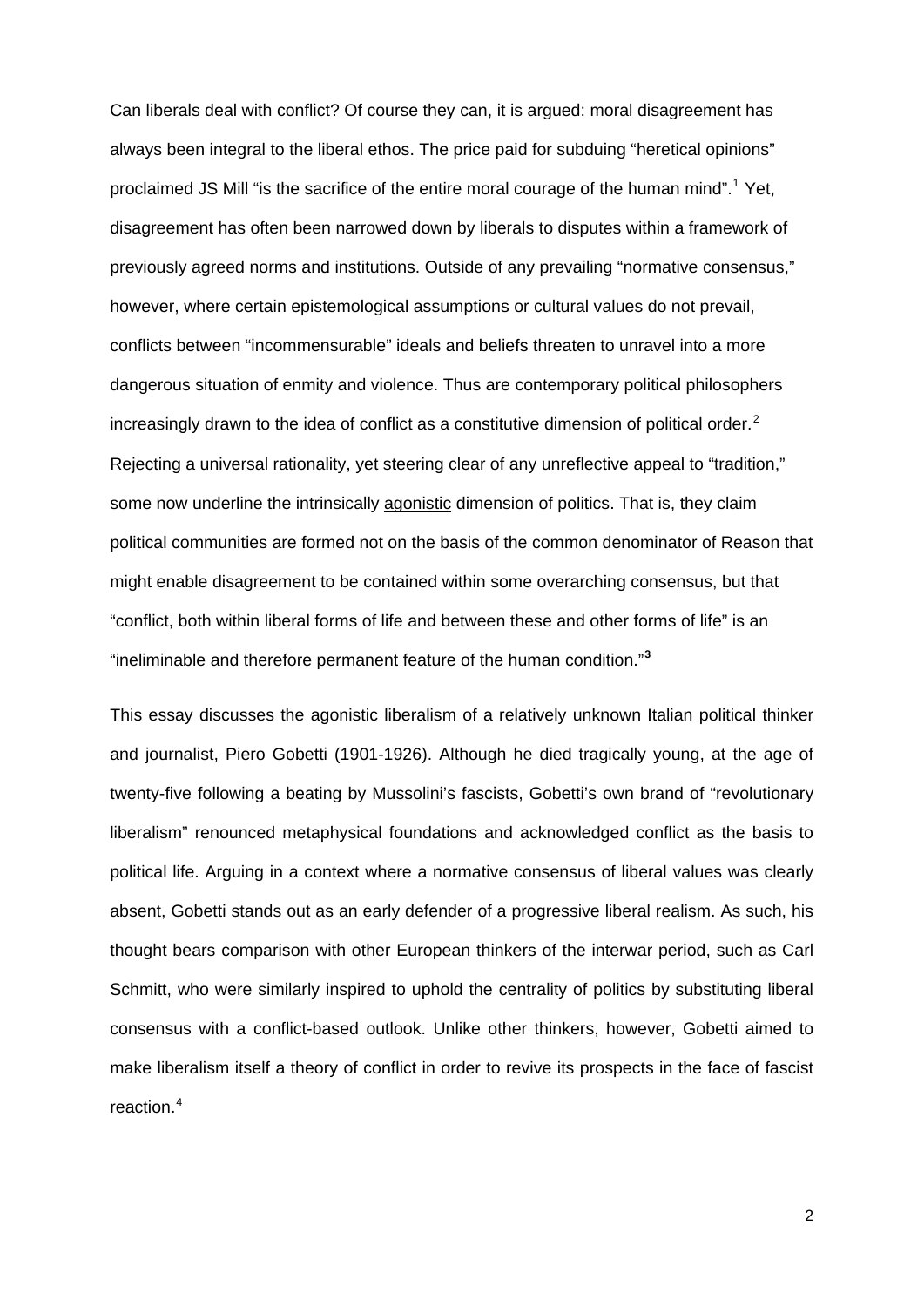Can liberals deal with conflict? Of course they can, it is argued: moral disagreement has always been integral to the liberal ethos. The price paid for subduing "heretical opinions" proclaimed JS Mill "is the sacrifice of the entire moral courage of the human mind".[1] Yet, disagreement has often been narrowed down by liberals to disputes within a framework of previously agreed norms and institutions. Outside of any prevailing "normative consensus," however, where certain epistemological assumptions or cultural values do not prevail, conflicts between "incommensurable" ideals and beliefs threaten to unravel into a more dangerous situation of enmity and violence. Thus are contemporary political philosophers increasingly drawn to the idea of conflict as a constitutive dimension of political order.[2] Rejecting a universal rationality, yet steering clear of any unreflective appeal to "tradition," some now underline the intrinsically agonistic dimension of politics. That is, they claim political communities are formed not on the basis of the common denominator of Reason that might enable disagreement to be contained within some overarching consensus, but that "conflict, both within liberal forms of life and between these and other forms of life" is an "ineliminable and therefore permanent feature of the human condition."[3]

This essay discusses the agonistic liberalism of a relatively unknown Italian political thinker and journalist, Piero Gobetti (1901-1926). Although he died tragically young, at the age of twenty-five following a beating by Mussolini's fascists, Gobetti's own brand of "revolutionary liberalism" renounced metaphysical foundations and acknowledged conflict as the basis to political life. Arguing in a context where a normative consensus of liberal values was clearly absent, Gobetti stands out as an early defender of a progressive liberal realism. As such, his thought bears comparison with other European thinkers of the interwar period, such as Carl Schmitt, who were similarly inspired to uphold the centrality of politics by substituting liberal consensus with a conflict-based outlook. Unlike other thinkers, however, Gobetti aimed to make liberalism itself a theory of conflict in order to revive its prospects in the face of fascist reaction.[4]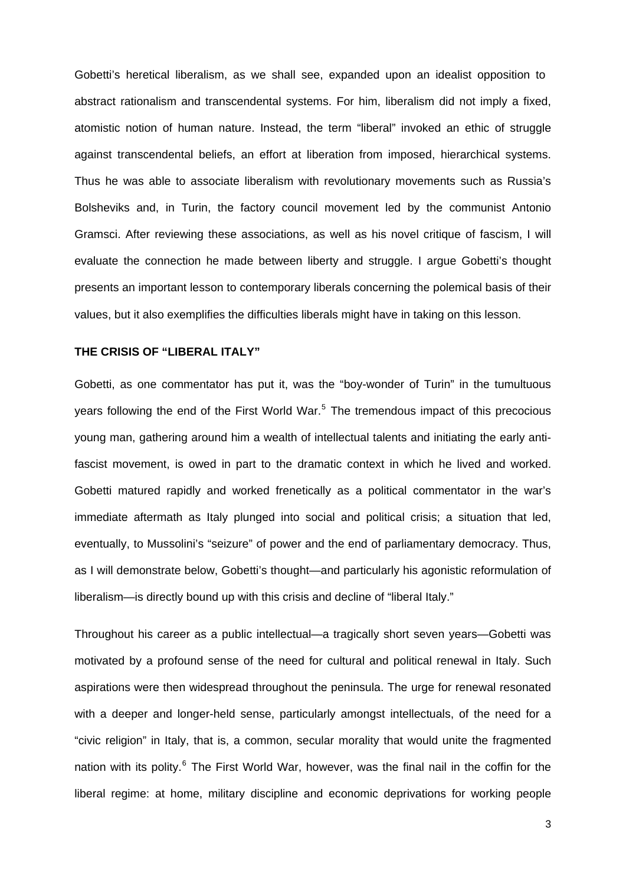Gobetti's heretical liberalism, as we shall see, expanded upon an idealist opposition to abstract rationalism and transcendental systems. For him, liberalism did not imply a fixed, atomistic notion of human nature. Instead, the term "liberal" invoked an ethic of struggle against transcendental beliefs, an effort at liberation from imposed, hierarchical systems. Thus he was able to associate liberalism with revolutionary movements such as Russia's Bolsheviks and, in Turin, the factory council movement led by the communist Antonio Gramsci. After reviewing these associations, as well as his novel critique of fascism, I will evaluate the connection he made between liberty and struggle. I argue Gobetti's thought presents an important lesson to contemporary liberals concerning the polemical basis of their values, but it also exemplifies the difficulties liberals might have in taking on this lesson.

## THE CRISIS OF "LIBERAL ITALY"

Gobetti, as one commentator has put it, was the "boy-wonder of Turin" in the tumultuous years following the end of the First World War.[5] The tremendous impact of this precocious young man, gathering around him a wealth of intellectual talents and initiating the early anti-fascist movement, is owed in part to the dramatic context in which he lived and worked. Gobetti matured rapidly and worked frenetically as a political commentator in the war's immediate aftermath as Italy plunged into social and political crisis; a situation that led, eventually, to Mussolini's "seizure" of power and the end of parliamentary democracy. Thus, as I will demonstrate below, Gobetti's thought—and particularly his agonistic reformulation of liberalism—is directly bound up with this crisis and decline of "liberal Italy."

Throughout his career as a public intellectual—a tragically short seven years—Gobetti was motivated by a profound sense of the need for cultural and political renewal in Italy. Such aspirations were then widespread throughout the peninsula. The urge for renewal resonated with a deeper and longer-held sense, particularly amongst intellectuals, of the need for a "civic religion" in Italy, that is, a common, secular morality that would unite the fragmented nation with its polity.[6] The First World War, however, was the final nail in the coffin for the liberal regime: at home, military discipline and economic deprivations for working people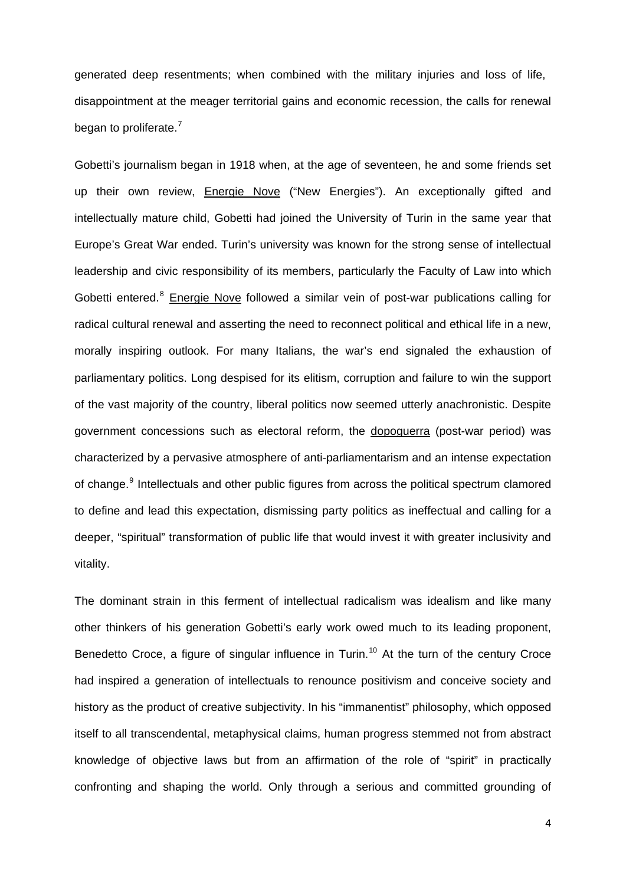generated deep resentments; when combined with the military injuries and loss of life, disappointment at the meager territorial gains and economic recession, the calls for renewal began to proliferate.[7]

Gobetti's journalism began in 1918 when, at the age of seventeen, he and some friends set up their own review, Energie Nove ("New Energies"). An exceptionally gifted and intellectually mature child, Gobetti had joined the University of Turin in the same year that Europe's Great War ended. Turin's university was known for the strong sense of intellectual leadership and civic responsibility of its members, particularly the Faculty of Law into which Gobetti entered.[8] Energie Nove followed a similar vein of post-war publications calling for radical cultural renewal and asserting the need to reconnect political and ethical life in a new, morally inspiring outlook. For many Italians, the war's end signaled the exhaustion of parliamentary politics. Long despised for its elitism, corruption and failure to win the support of the vast majority of the country, liberal politics now seemed utterly anachronistic. Despite government concessions such as electoral reform, the dopoguerra (post-war period) was characterized by a pervasive atmosphere of anti-parliamentarism and an intense expectation of change.[9] Intellectuals and other public figures from across the political spectrum clamored to define and lead this expectation, dismissing party politics as ineffectual and calling for a deeper, "spiritual" transformation of public life that would invest it with greater inclusivity and vitality.

The dominant strain in this ferment of intellectual radicalism was idealism and like many other thinkers of his generation Gobetti's early work owed much to its leading proponent, Benedetto Croce, a figure of singular influence in Turin.[10] At the turn of the century Croce had inspired a generation of intellectuals to renounce positivism and conceive society and history as the product of creative subjectivity. In his "immanentist" philosophy, which opposed itself to all transcendental, metaphysical claims, human progress stemmed not from abstract knowledge of objective laws but from an affirmation of the role of "spirit" in practically confronting and shaping the world. Only through a serious and committed grounding of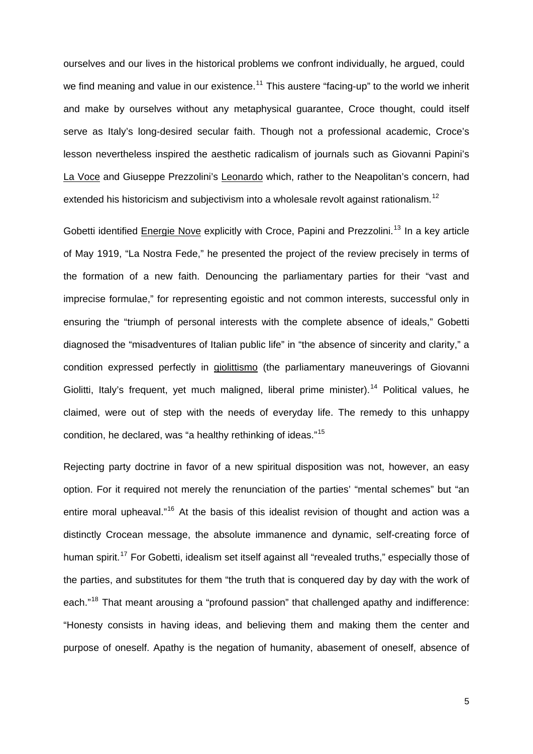ourselves and our lives in the historical problems we confront individually, he argued, could we find meaning and value in our existence.[11] This austere "facing-up" to the world we inherit and make by ourselves without any metaphysical guarantee, Croce thought, could itself serve as Italy's long-desired secular faith. Though not a professional academic, Croce's lesson nevertheless inspired the aesthetic radicalism of journals such as Giovanni Papini's La Voce and Giuseppe Prezzolini's Leonardo which, rather to the Neapolitan's concern, had extended his historicism and subjectivism into a wholesale revolt against rationalism.[12]

Gobetti identified Energie Nove explicitly with Croce, Papini and Prezzolini.[13] In a key article of May 1919, "La Nostra Fede," he presented the project of the review precisely in terms of the formation of a new faith. Denouncing the parliamentary parties for their "vast and imprecise formulae," for representing egoistic and not common interests, successful only in ensuring the "triumph of personal interests with the complete absence of ideals," Gobetti diagnosed the "misadventures of Italian public life" in "the absence of sincerity and clarity," a condition expressed perfectly in giolittismo (the parliamentary maneuverings of Giovanni Giolitti, Italy's frequent, yet much maligned, liberal prime minister).[14] Political values, he claimed, were out of step with the needs of everyday life. The remedy to this unhappy condition, he declared, was "a healthy rethinking of ideas."[15]

Rejecting party doctrine in favor of a new spiritual disposition was not, however, an easy option. For it required not merely the renunciation of the parties' "mental schemes" but "an entire moral upheaval."[16] At the basis of this idealist revision of thought and action was a distinctly Crocean message, the absolute immanence and dynamic, self-creating force of human spirit.[17] For Gobetti, idealism set itself against all "revealed truths," especially those of the parties, and substitutes for them "the truth that is conquered day by day with the work of each."[18] That meant arousing a "profound passion" that challenged apathy and indifference: "Honesty consists in having ideas, and believing them and making them the center and purpose of oneself. Apathy is the negation of humanity, abasement of oneself, absence of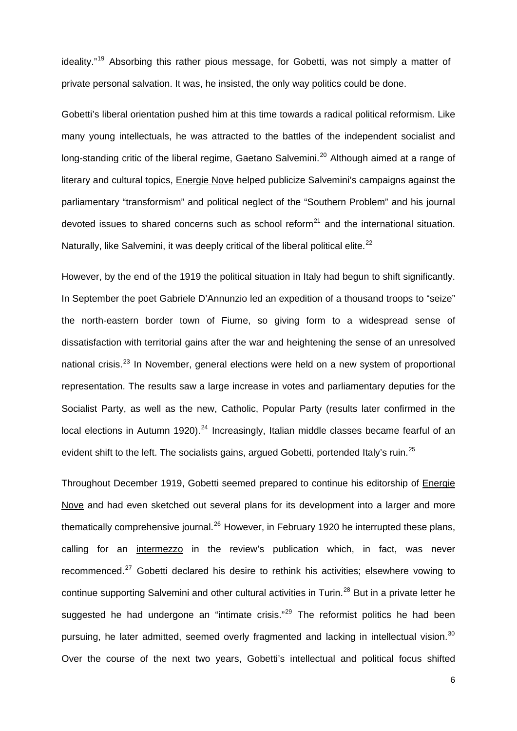ideality."[19] Absorbing this rather pious message, for Gobetti, was not simply a matter of private personal salvation. It was, he insisted, the only way politics could be done.

Gobetti's liberal orientation pushed him at this time towards a radical political reformism. Like many young intellectuals, he was attracted to the battles of the independent socialist and long-standing critic of the liberal regime, Gaetano Salvemini.[20] Although aimed at a range of literary and cultural topics, Energie Nove helped publicize Salvemini's campaigns against the parliamentary "transformism" and political neglect of the "Southern Problem" and his journal devoted issues to shared concerns such as school reform[21] and the international situation. Naturally, like Salvemini, it was deeply critical of the liberal political elite.[22]

However, by the end of the 1919 the political situation in Italy had begun to shift significantly. In September the poet Gabriele D'Annunzio led an expedition of a thousand troops to "seize" the north-eastern border town of Fiume, so giving form to a widespread sense of dissatisfaction with territorial gains after the war and heightening the sense of an unresolved national crisis.[23] In November, general elections were held on a new system of proportional representation. The results saw a large increase in votes and parliamentary deputies for the Socialist Party, as well as the new, Catholic, Popular Party (results later confirmed in the local elections in Autumn 1920).[24] Increasingly, Italian middle classes became fearful of an evident shift to the left. The socialists gains, argued Gobetti, portended Italy's ruin.[25]

Throughout December 1919, Gobetti seemed prepared to continue his editorship of Energie Nove and had even sketched out several plans for its development into a larger and more thematically comprehensive journal.[26] However, in February 1920 he interrupted these plans, calling for an intermezzo in the review's publication which, in fact, was never recommenced.[27] Gobetti declared his desire to rethink his activities; elsewhere vowing to continue supporting Salvemini and other cultural activities in Turin.[28] But in a private letter he suggested he had undergone an "intimate crisis."[29] The reformist politics he had been pursuing, he later admitted, seemed overly fragmented and lacking in intellectual vision.[30] Over the course of the next two years, Gobetti's intellectual and political focus shifted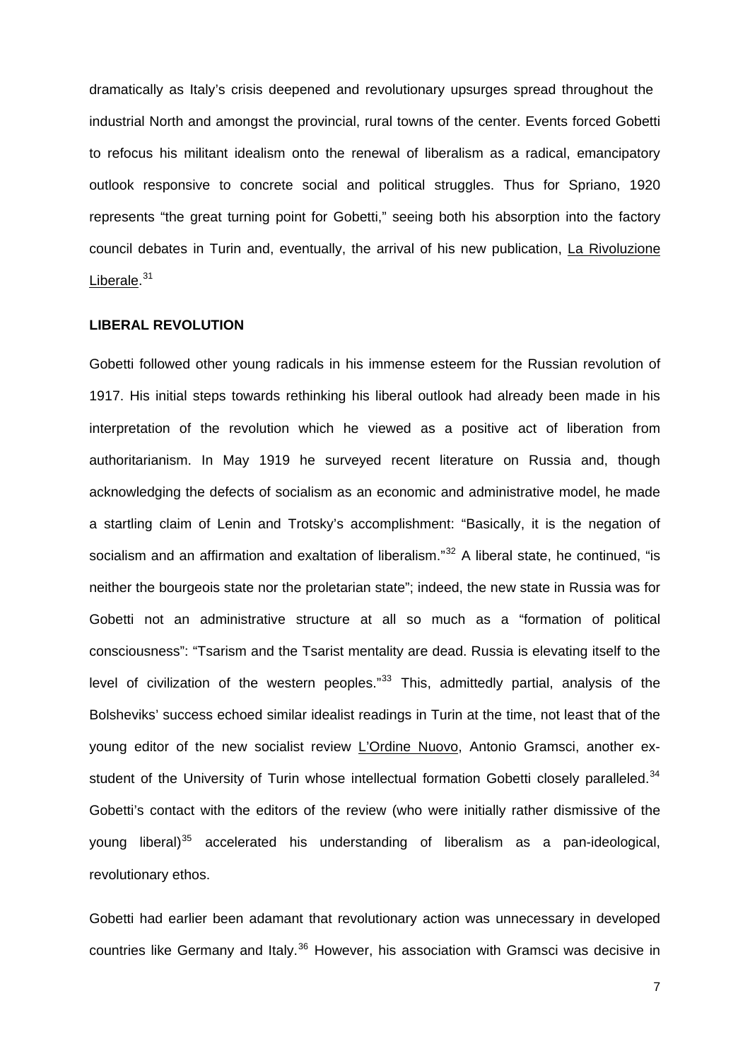dramatically as Italy's crisis deepened and revolutionary upsurges spread throughout the industrial North and amongst the provincial, rural towns of the center. Events forced Gobetti to refocus his militant idealism onto the renewal of liberalism as a radical, emancipatory outlook responsive to concrete social and political struggles. Thus for Spriano, 1920 represents "the great turning point for Gobetti," seeing both his absorption into the factory council debates in Turin and, eventually, the arrival of his new publication, La Rivoluzione Liberale.[31]

**LIBERAL REVOLUTION**

Gobetti followed other young radicals in his immense esteem for the Russian revolution of 1917. His initial steps towards rethinking his liberal outlook had already been made in his interpretation of the revolution which he viewed as a positive act of liberation from authoritarianism. In May 1919 he surveyed recent literature on Russia and, though acknowledging the defects of socialism as an economic and administrative model, he made a startling claim of Lenin and Trotsky's accomplishment: "Basically, it is the negation of socialism and an affirmation and exaltation of liberalism."[32] A liberal state, he continued, "is neither the bourgeois state nor the proletarian state"; indeed, the new state in Russia was for Gobetti not an administrative structure at all so much as a "formation of political consciousness": "Tsarism and the Tsarist mentality are dead. Russia is elevating itself to the level of civilization of the western peoples."[33] This, admittedly partial, analysis of the Bolsheviks' success echoed similar idealist readings in Turin at the time, not least that of the young editor of the new socialist review L'Ordine Nuovo, Antonio Gramsci, another ex-student of the University of Turin whose intellectual formation Gobetti closely paralleled.[34] Gobetti's contact with the editors of the review (who were initially rather dismissive of the young liberal)[35] accelerated his understanding of liberalism as a pan-ideological, revolutionary ethos.

Gobetti had earlier been adamant that revolutionary action was unnecessary in developed countries like Germany and Italy.[36] However, his association with Gramsci was decisive in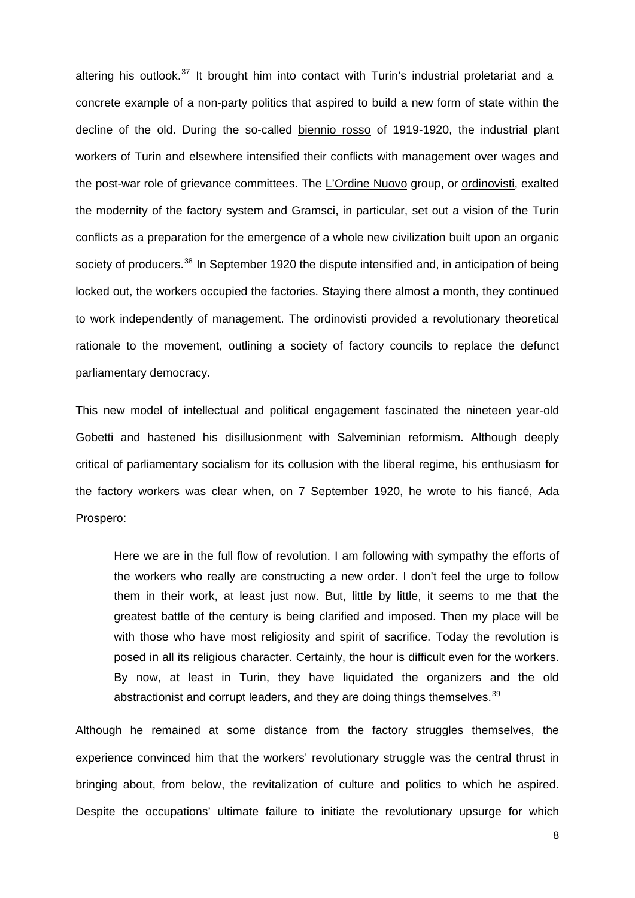altering his outlook.[37] It brought him into contact with Turin's industrial proletariat and a concrete example of a non-party politics that aspired to build a new form of state within the decline of the old. During the so-called _biennio rosso_ of 1919-1920, the industrial plant workers of Turin and elsewhere intensified their conflicts with management over wages and the post-war role of grievance committees. The _L'Ordine Nuovo_ group, or _ordinovisti_, exalted the modernity of the factory system and Gramsci, in particular, set out a vision of the Turin conflicts as a preparation for the emergence of a whole new civilization built upon an organic society of producers.[38] In September 1920 the dispute intensified and, in anticipation of being locked out, the workers occupied the factories. Staying there almost a month, they continued to work independently of management. The _ordinovisti_ provided a revolutionary theoretical rationale to the movement, outlining a society of factory councils to replace the defunct parliamentary democracy.

This new model of intellectual and political engagement fascinated the nineteen year-old Gobetti and hastened his disillusionment with Salveminian reformism. Although deeply critical of parliamentary socialism for its collusion with the liberal regime, his enthusiasm for the factory workers was clear when, on 7 September 1920, he wrote to his fiancé, Ada Prospero:

> Here we are in the full flow of revolution. I am following with sympathy the efforts of the workers who really are constructing a new order. I don't feel the urge to follow them in their work, at least just now. But, little by little, it seems to me that the greatest battle of the century is being clarified and imposed. Then my place will be with those who have most religiosity and spirit of sacrifice. Today the revolution is posed in all its religious character. Certainly, the hour is difficult even for the workers. By now, at least in Turin, they have liquidated the organizers and the old abstractionist and corrupt leaders, and they are doing things themselves.[39]

Although he remained at some distance from the factory struggles themselves, the experience convinced him that the workers' revolutionary struggle was the central thrust in bringing about, from below, the revitalization of culture and politics to which he aspired. Despite the occupations' ultimate failure to initiate the revolutionary upsurge for which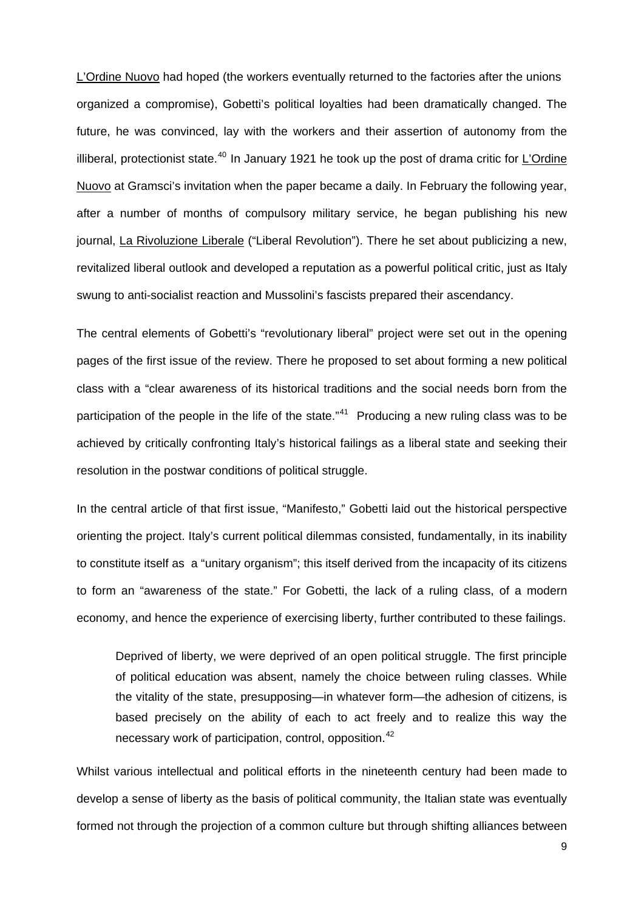L'Ordine Nuovo had hoped (the workers eventually returned to the factories after the unions organized a compromise), Gobetti's political loyalties had been dramatically changed. The future, he was convinced, lay with the workers and their assertion of autonomy from the illiberal, protectionist state.[40] In January 1921 he took up the post of drama critic for L'Ordine Nuovo at Gramsci's invitation when the paper became a daily. In February the following year, after a number of months of compulsory military service, he began publishing his new journal, La Rivoluzione Liberale ("Liberal Revolution"). There he set about publicizing a new, revitalized liberal outlook and developed a reputation as a powerful political critic, just as Italy swung to anti-socialist reaction and Mussolini's fascists prepared their ascendancy.

The central elements of Gobetti's "revolutionary liberal" project were set out in the opening pages of the first issue of the review. There he proposed to set about forming a new political class with a "clear awareness of its historical traditions and the social needs born from the participation of the people in the life of the state."[41] Producing a new ruling class was to be achieved by critically confronting Italy's historical failings as a liberal state and seeking their resolution in the postwar conditions of political struggle.

In the central article of that first issue, "Manifesto," Gobetti laid out the historical perspective orienting the project. Italy's current political dilemmas consisted, fundamentally, in its inability to constitute itself as a "unitary organism"; this itself derived from the incapacity of its citizens to form an "awareness of the state." For Gobetti, the lack of a ruling class, of a modern economy, and hence the experience of exercising liberty, further contributed to these failings.

> Deprived of liberty, we were deprived of an open political struggle. The first principle of political education was absent, namely the choice between ruling classes. While the vitality of the state, presupposing—in whatever form—the adhesion of citizens, is based precisely on the ability of each to act freely and to realize this way the necessary work of participation, control, opposition.[42]

Whilst various intellectual and political efforts in the nineteenth century had been made to develop a sense of liberty as the basis of political community, the Italian state was eventually formed not through the projection of a common culture but through shifting alliances between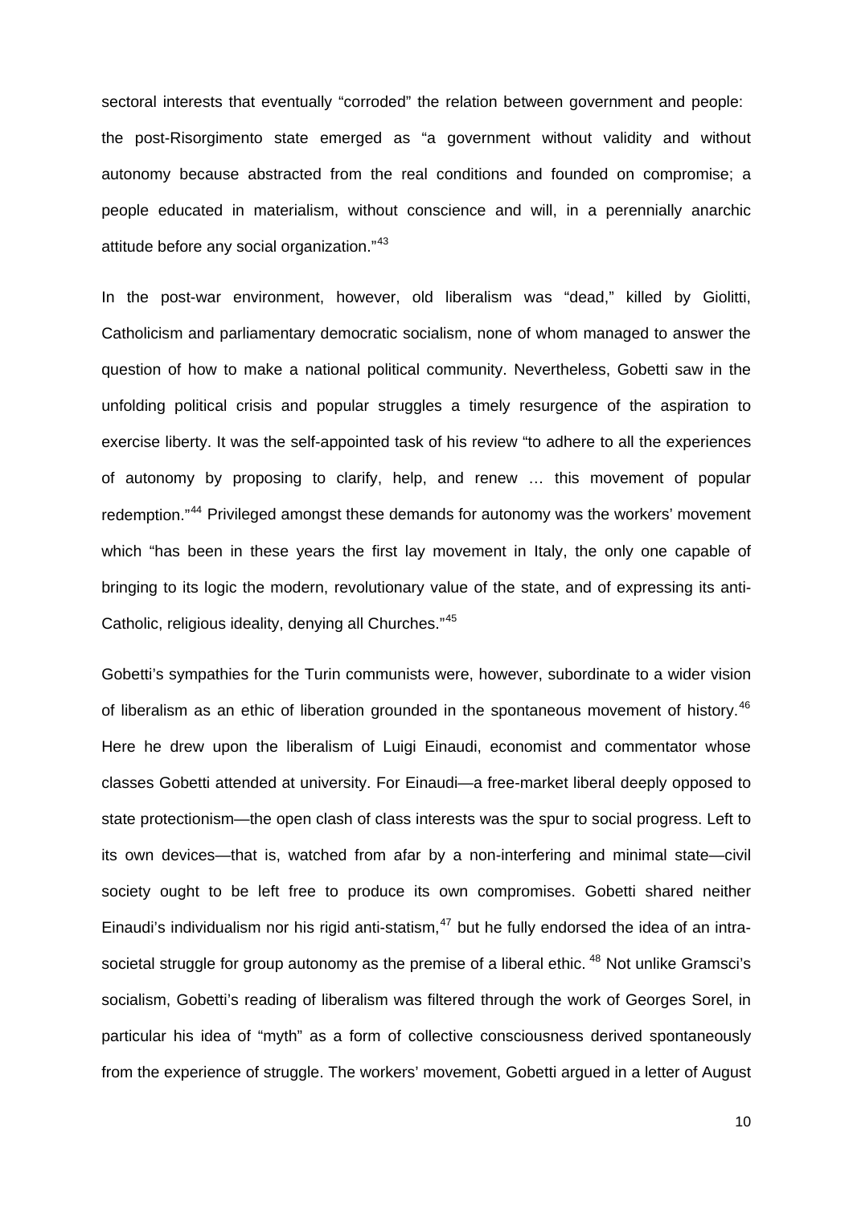sectoral interests that eventually “corroded” the relation between government and people: the post-Risorgimento state emerged as “a government without validity and without autonomy because abstracted from the real conditions and founded on compromise; a people educated in materialism, without conscience and will, in a perennially anarchic attitude before any social organization.”[43]

In the post-war environment, however, old liberalism was “dead,” killed by Giolitti, Catholicism and parliamentary democratic socialism, none of whom managed to answer the question of how to make a national political community. Nevertheless, Gobetti saw in the unfolding political crisis and popular struggles a timely resurgence of the aspiration to exercise liberty. It was the self-appointed task of his review “to adhere to all the experiences of autonomy by proposing to clarify, help, and renew … this movement of popular redemption.”[44] Privileged amongst these demands for autonomy was the workers’ movement which “has been in these years the first lay movement in Italy, the only one capable of bringing to its logic the modern, revolutionary value of the state, and of expressing its anti-Catholic, religious ideality, denying all Churches.”[45]

Gobetti’s sympathies for the Turin communists were, however, subordinate to a wider vision of liberalism as an ethic of liberation grounded in the spontaneous movement of history.[46] Here he drew upon the liberalism of Luigi Einaudi, economist and commentator whose classes Gobetti attended at university. For Einaudi—a free-market liberal deeply opposed to state protectionism—the open clash of class interests was the spur to social progress. Left to its own devices—that is, watched from afar by a non-interfering and minimal state—civil society ought to be left free to produce its own compromises. Gobetti shared neither Einaudi’s individualism nor his rigid anti-statism,[47] but he fully endorsed the idea of an intra-societal struggle for group autonomy as the premise of a liberal ethic.[48] Not unlike Gramsci’s socialism, Gobetti’s reading of liberalism was filtered through the work of Georges Sorel, in particular his idea of “myth” as a form of collective consciousness derived spontaneously from the experience of struggle. The workers’ movement, Gobetti argued in a letter of August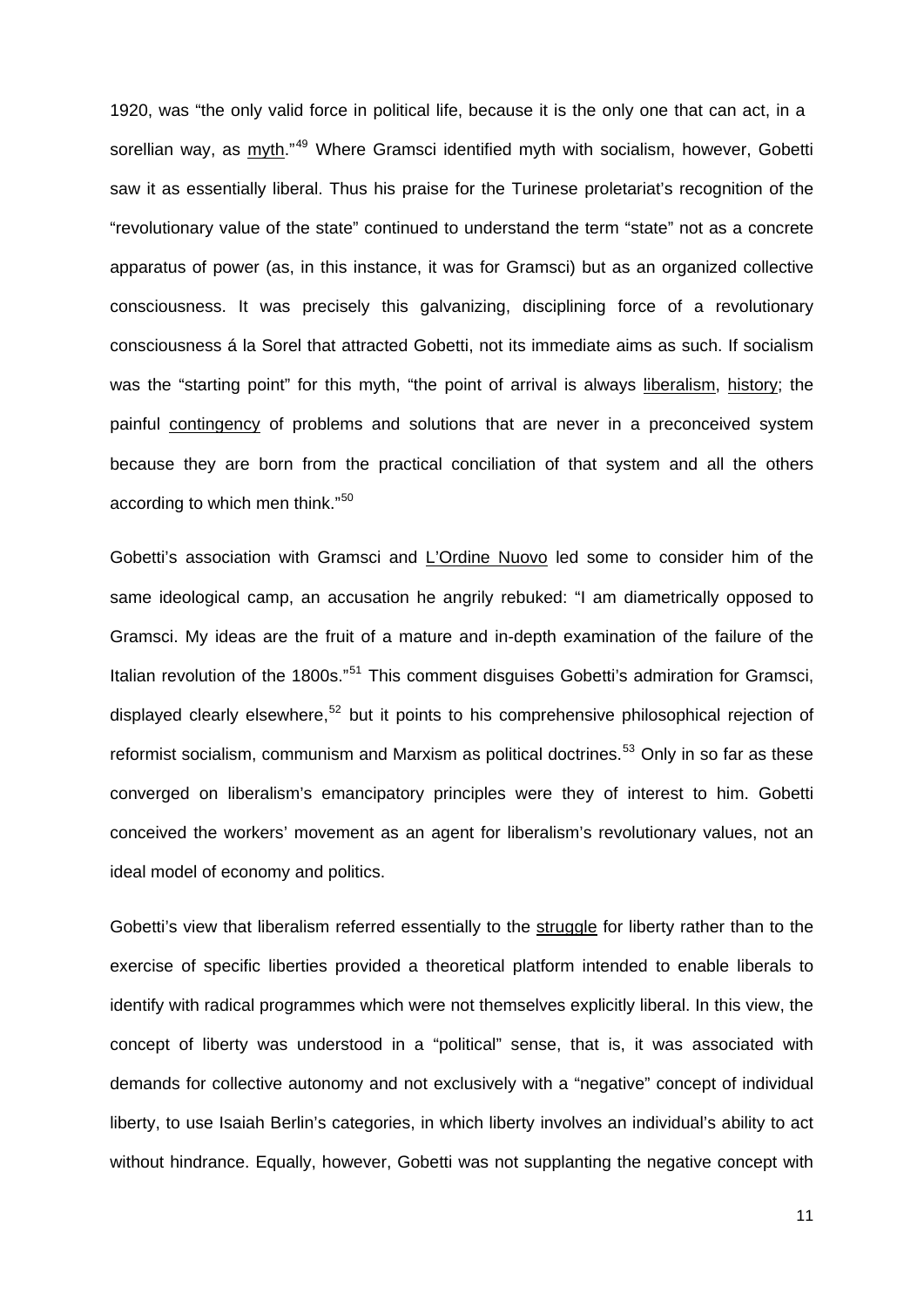1920, was "the only valid force in political life, because it is the only one that can act, in a sorellian way, as myth."[49] Where Gramsci identified myth with socialism, however, Gobetti saw it as essentially liberal. Thus his praise for the Turinese proletariat's recognition of the "revolutionary value of the state" continued to understand the term "state" not as a concrete apparatus of power (as, in this instance, it was for Gramsci) but as an organized collective consciousness. It was precisely this galvanizing, disciplining force of a revolutionary consciousness á la Sorel that attracted Gobetti, not its immediate aims as such. If socialism was the "starting point" for this myth, "the point of arrival is always liberalism, history; the painful contingency of problems and solutions that are never in a preconceived system because they are born from the practical conciliation of that system and all the others according to which men think."[50]

Gobetti's association with Gramsci and L'Ordine Nuovo led some to consider him of the same ideological camp, an accusation he angrily rebuked: "I am diametrically opposed to Gramsci. My ideas are the fruit of a mature and in-depth examination of the failure of the Italian revolution of the 1800s."[51] This comment disguises Gobetti's admiration for Gramsci, displayed clearly elsewhere,[52] but it points to his comprehensive philosophical rejection of reformist socialism, communism and Marxism as political doctrines.[53] Only in so far as these converged on liberalism's emancipatory principles were they of interest to him. Gobetti conceived the workers' movement as an agent for liberalism's revolutionary values, not an ideal model of economy and politics.

Gobetti's view that liberalism referred essentially to the struggle for liberty rather than to the exercise of specific liberties provided a theoretical platform intended to enable liberals to identify with radical programmes which were not themselves explicitly liberal. In this view, the concept of liberty was understood in a "political" sense, that is, it was associated with demands for collective autonomy and not exclusively with a "negative" concept of individual liberty, to use Isaiah Berlin's categories, in which liberty involves an individual's ability to act without hindrance. Equally, however, Gobetti was not supplanting the negative concept with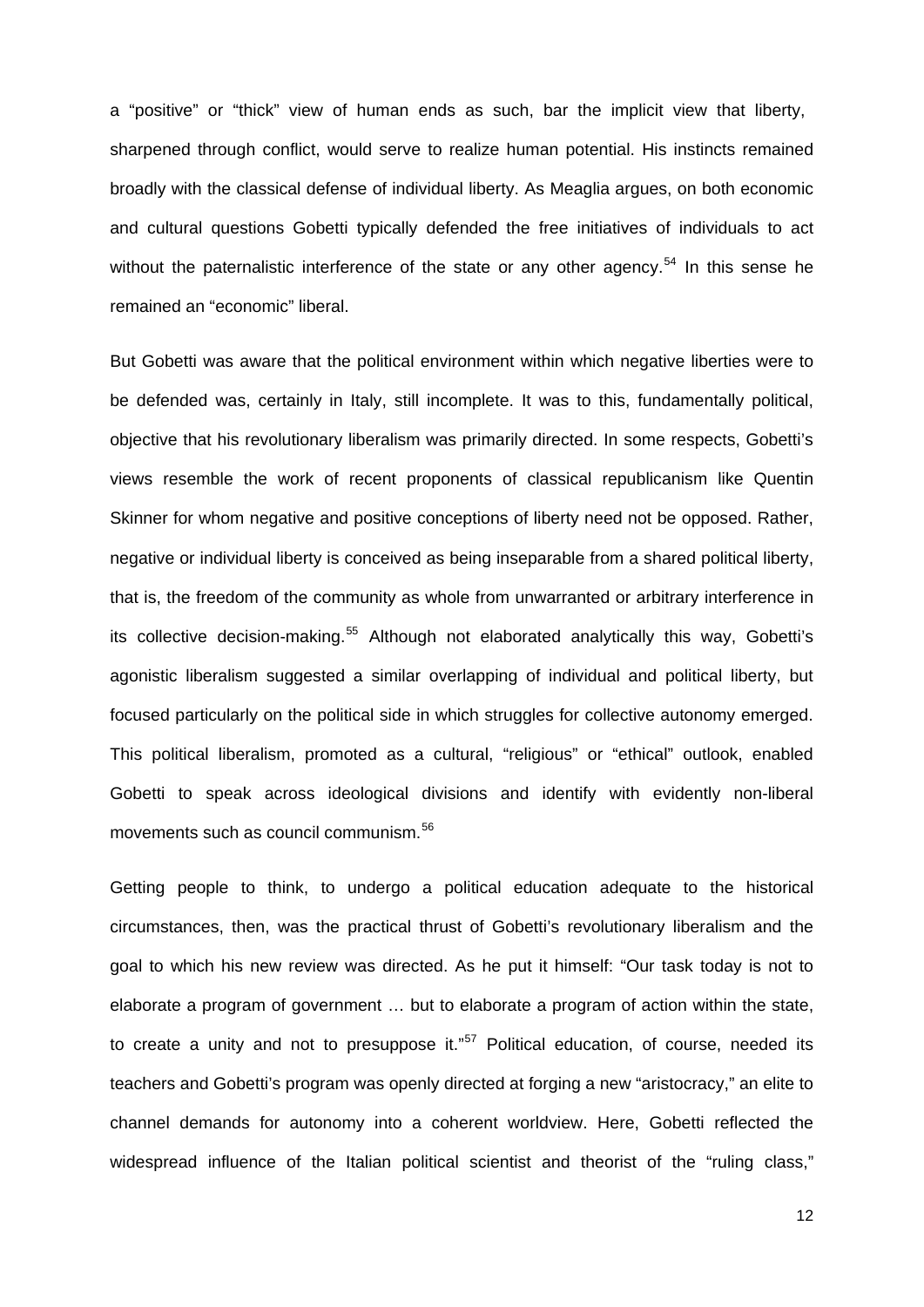a "positive" or "thick" view of human ends as such, bar the implicit view that liberty, sharpened through conflict, would serve to realize human potential. His instincts remained broadly with the classical defense of individual liberty. As Meaglia argues, on both economic and cultural questions Gobetti typically defended the free initiatives of individuals to act without the paternalistic interference of the state or any other agency.[54] In this sense he remained an "economic" liberal.

But Gobetti was aware that the political environment within which negative liberties were to be defended was, certainly in Italy, still incomplete. It was to this, fundamentally political, objective that his revolutionary liberalism was primarily directed. In some respects, Gobetti's views resemble the work of recent proponents of classical republicanism like Quentin Skinner for whom negative and positive conceptions of liberty need not be opposed. Rather, negative or individual liberty is conceived as being inseparable from a shared political liberty, that is, the freedom of the community as whole from unwarranted or arbitrary interference in its collective decision-making.[55] Although not elaborated analytically this way, Gobetti's agonistic liberalism suggested a similar overlapping of individual and political liberty, but focused particularly on the political side in which struggles for collective autonomy emerged. This political liberalism, promoted as a cultural, "religious" or "ethical" outlook, enabled Gobetti to speak across ideological divisions and identify with evidently non-liberal movements such as council communism.[56]

Getting people to think, to undergo a political education adequate to the historical circumstances, then, was the practical thrust of Gobetti's revolutionary liberalism and the goal to which his new review was directed. As he put it himself: "Our task today is not to elaborate a program of government … but to elaborate a program of action within the state, to create a unity and not to presuppose it."[57] Political education, of course, needed its teachers and Gobetti's program was openly directed at forging a new "aristocracy," an elite to channel demands for autonomy into a coherent worldview. Here, Gobetti reflected the widespread influence of the Italian political scientist and theorist of the "ruling class,"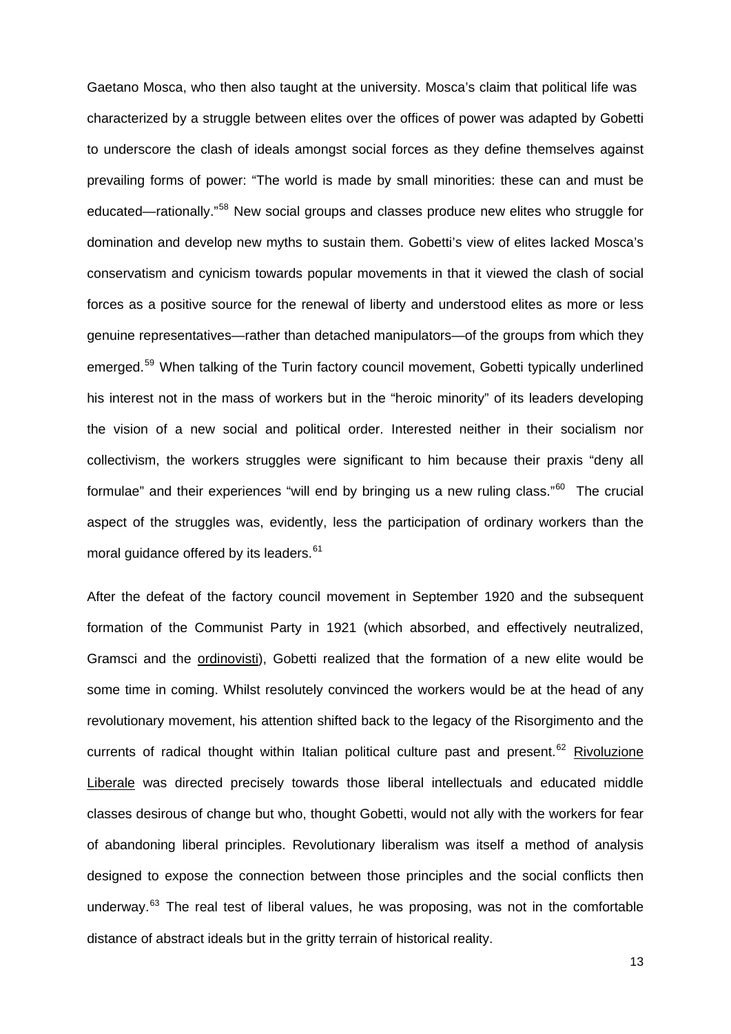Gaetano Mosca, who then also taught at the university. Mosca's claim that political life was characterized by a struggle between elites over the offices of power was adapted by Gobetti to underscore the clash of ideals amongst social forces as they define themselves against prevailing forms of power: "The world is made by small minorities: these can and must be educated—rationally."[58] New social groups and classes produce new elites who struggle for domination and develop new myths to sustain them. Gobetti's view of elites lacked Mosca's conservatism and cynicism towards popular movements in that it viewed the clash of social forces as a positive source for the renewal of liberty and understood elites as more or less genuine representatives—rather than detached manipulators—of the groups from which they emerged.[59] When talking of the Turin factory council movement, Gobetti typically underlined his interest not in the mass of workers but in the "heroic minority" of its leaders developing the vision of a new social and political order. Interested neither in their socialism nor collectivism, the workers struggles were significant to him because their praxis "deny all formulae" and their experiences "will end by bringing us a new ruling class."[60] The crucial aspect of the struggles was, evidently, less the participation of ordinary workers than the moral guidance offered by its leaders.[61]

After the defeat of the factory council movement in September 1920 and the subsequent formation of the Communist Party in 1921 (which absorbed, and effectively neutralized, Gramsci and the ordinovisti), Gobetti realized that the formation of a new elite would be some time in coming. Whilst resolutely convinced the workers would be at the head of any revolutionary movement, his attention shifted back to the legacy of the Risorgimento and the currents of radical thought within Italian political culture past and present.[62] Rivoluzione Liberale was directed precisely towards those liberal intellectuals and educated middle classes desirous of change but who, thought Gobetti, would not ally with the workers for fear of abandoning liberal principles. Revolutionary liberalism was itself a method of analysis designed to expose the connection between those principles and the social conflicts then underway.[63] The real test of liberal values, he was proposing, was not in the comfortable distance of abstract ideals but in the gritty terrain of historical reality.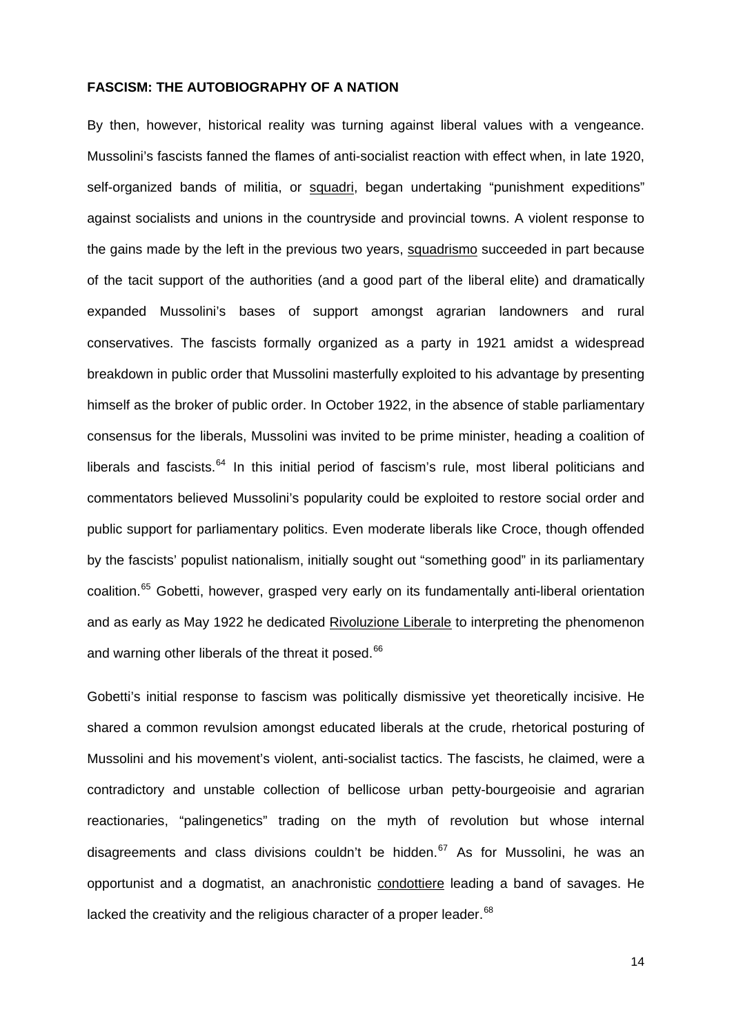**FASCISM: THE AUTOBIOGRAPHY OF A NATION**

By then, however, historical reality was turning against liberal values with a vengeance. Mussolini's fascists fanned the flames of anti-socialist reaction with effect when, in late 1920, self-organized bands of militia, or squadri, began undertaking "punishment expeditions" against socialists and unions in the countryside and provincial towns. A violent response to the gains made by the left in the previous two years, squadrismo succeeded in part because of the tacit support of the authorities (and a good part of the liberal elite) and dramatically expanded Mussolini's bases of support amongst agrarian landowners and rural conservatives. The fascists formally organized as a party in 1921 amidst a widespread breakdown in public order that Mussolini masterfully exploited to his advantage by presenting himself as the broker of public order. In October 1922, in the absence of stable parliamentary consensus for the liberals, Mussolini was invited to be prime minister, heading a coalition of liberals and fascists.[64] In this initial period of fascism's rule, most liberal politicians and commentators believed Mussolini's popularity could be exploited to restore social order and public support for parliamentary politics. Even moderate liberals like Croce, though offended by the fascists' populist nationalism, initially sought out "something good" in its parliamentary coalition.[65] Gobetti, however, grasped very early on its fundamentally anti-liberal orientation and as early as May 1922 he dedicated Rivoluzione Liberale to interpreting the phenomenon and warning other liberals of the threat it posed.[66]

Gobetti's initial response to fascism was politically dismissive yet theoretically incisive. He shared a common revulsion amongst educated liberals at the crude, rhetorical posturing of Mussolini and his movement's violent, anti-socialist tactics. The fascists, he claimed, were a contradictory and unstable collection of bellicose urban petty-bourgeoisie and agrarian reactionaries, "palingenetics" trading on the myth of revolution but whose internal disagreements and class divisions couldn't be hidden.[67] As for Mussolini, he was an opportunist and a dogmatist, an anachronistic condottiere leading a band of savages. He lacked the creativity and the religious character of a proper leader.[68]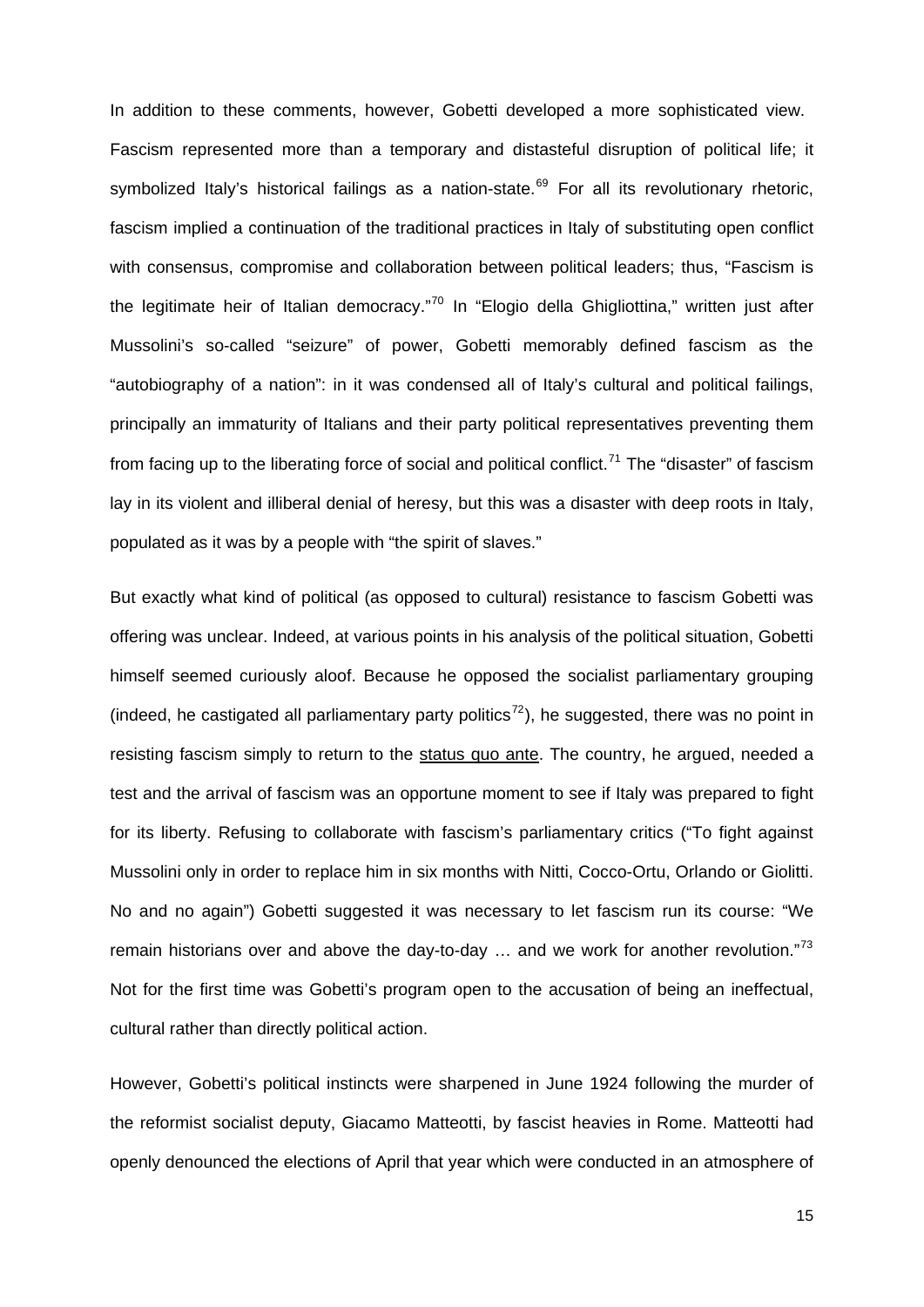In addition to these comments, however, Gobetti developed a more sophisticated view. Fascism represented more than a temporary and distasteful disruption of political life; it symbolized Italy's historical failings as a nation-state.[69] For all its revolutionary rhetoric, fascism implied a continuation of the traditional practices in Italy of substituting open conflict with consensus, compromise and collaboration between political leaders; thus, "Fascism is the legitimate heir of Italian democracy."[70] In "Elogio della Ghigliottina," written just after Mussolini's so-called "seizure" of power, Gobetti memorably defined fascism as the "autobiography of a nation": in it was condensed all of Italy's cultural and political failings, principally an immaturity of Italians and their party political representatives preventing them from facing up to the liberating force of social and political conflict.[71] The "disaster" of fascism lay in its violent and illiberal denial of heresy, but this was a disaster with deep roots in Italy, populated as it was by a people with "the spirit of slaves."

But exactly what kind of political (as opposed to cultural) resistance to fascism Gobetti was offering was unclear. Indeed, at various points in his analysis of the political situation, Gobetti himself seemed curiously aloof. Because he opposed the socialist parliamentary grouping (indeed, he castigated all parliamentary party politics[72]), he suggested, there was no point in resisting fascism simply to return to the <u>status quo ante</u>. The country, he argued, needed a test and the arrival of fascism was an opportune moment to see if Italy was prepared to fight for its liberty. Refusing to collaborate with fascism's parliamentary critics ("To fight against Mussolini only in order to replace him in six months with Nitti, Cocco-Ortu, Orlando or Giolitti. No and no again") Gobetti suggested it was necessary to let fascism run its course: "We remain historians over and above the day-to-day … and we work for another revolution."[73] Not for the first time was Gobetti's program open to the accusation of being an ineffectual, cultural rather than directly political action.

However, Gobetti's political instincts were sharpened in June 1924 following the murder of the reformist socialist deputy, Giacamo Matteotti, by fascist heavies in Rome. Matteotti had openly denounced the elections of April that year which were conducted in an atmosphere of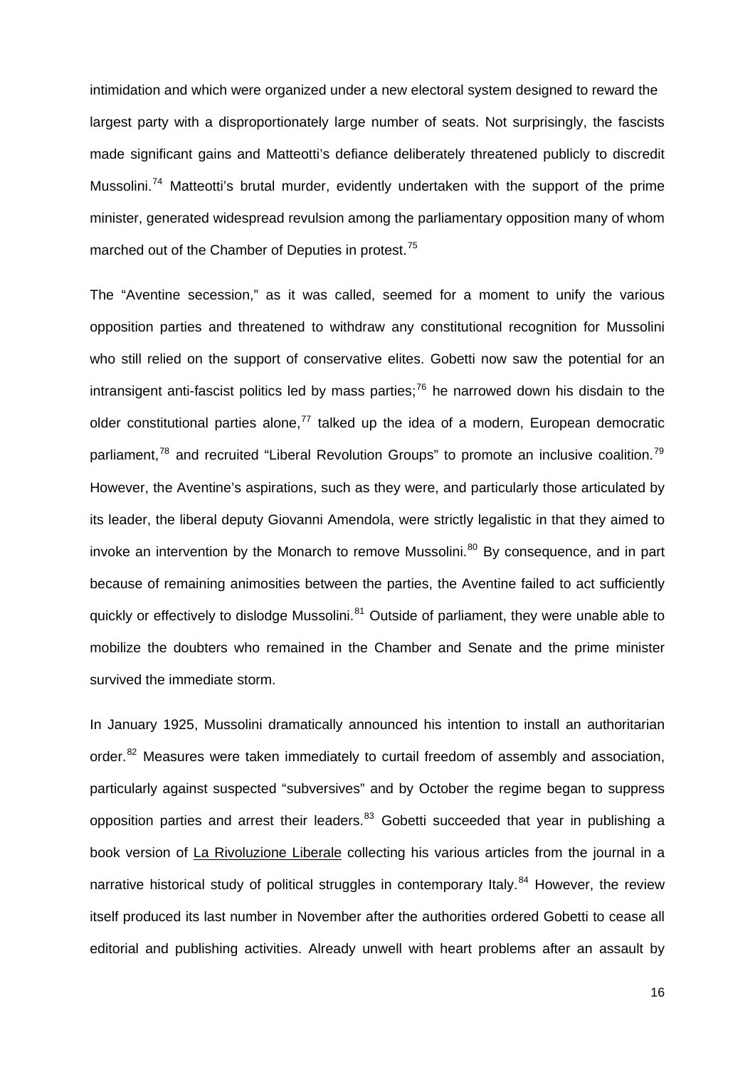intimidation and which were organized under a new electoral system designed to reward the largest party with a disproportionately large number of seats. Not surprisingly, the fascists made significant gains and Matteotti's defiance deliberately threatened publicly to discredit Mussolini.[74] Matteotti's brutal murder, evidently undertaken with the support of the prime minister, generated widespread revulsion among the parliamentary opposition many of whom marched out of the Chamber of Deputies in protest.[75]

The "Aventine secession," as it was called, seemed for a moment to unify the various opposition parties and threatened to withdraw any constitutional recognition for Mussolini who still relied on the support of conservative elites. Gobetti now saw the potential for an intransigent anti-fascist politics led by mass parties;[76] he narrowed down his disdain to the older constitutional parties alone,[77] talked up the idea of a modern, European democratic parliament,[78] and recruited "Liberal Revolution Groups" to promote an inclusive coalition.[79] However, the Aventine's aspirations, such as they were, and particularly those articulated by its leader, the liberal deputy Giovanni Amendola, were strictly legalistic in that they aimed to invoke an intervention by the Monarch to remove Mussolini.[80] By consequence, and in part because of remaining animosities between the parties, the Aventine failed to act sufficiently quickly or effectively to dislodge Mussolini.[81] Outside of parliament, they were unable able to mobilize the doubters who remained in the Chamber and Senate and the prime minister survived the immediate storm.

In January 1925, Mussolini dramatically announced his intention to install an authoritarian order.[82] Measures were taken immediately to curtail freedom of assembly and association, particularly against suspected "subversives" and by October the regime began to suppress opposition parties and arrest their leaders.[83] Gobetti succeeded that year in publishing a book version of La Rivoluzione Liberale collecting his various articles from the journal in a narrative historical study of political struggles in contemporary Italy.[84] However, the review itself produced its last number in November after the authorities ordered Gobetti to cease all editorial and publishing activities. Already unwell with heart problems after an assault by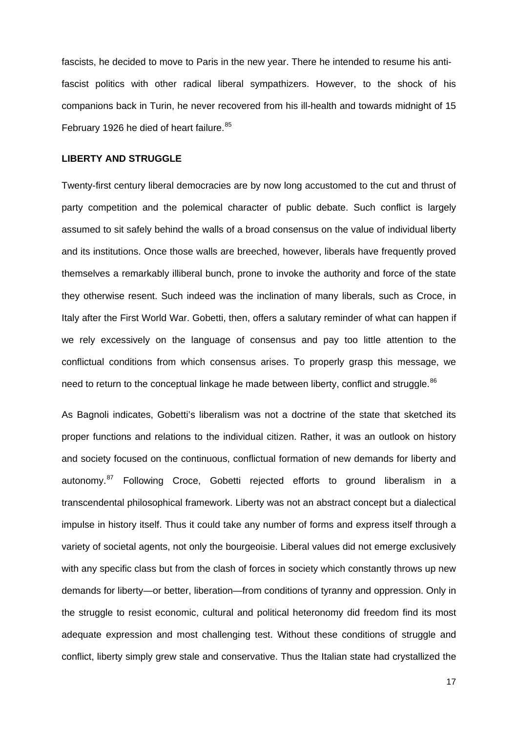fascists, he decided to move to Paris in the new year. There he intended to resume his anti-fascist politics with other radical liberal sympathizers. However, to the shock of his companions back in Turin, he never recovered from his ill-health and towards midnight of 15 February 1926 he died of heart failure.[85]

## LIBERTY AND STRUGGLE

Twenty-first century liberal democracies are by now long accustomed to the cut and thrust of party competition and the polemical character of public debate. Such conflict is largely assumed to sit safely behind the walls of a broad consensus on the value of individual liberty and its institutions. Once those walls are breeched, however, liberals have frequently proved themselves a remarkably illiberal bunch, prone to invoke the authority and force of the state they otherwise resent. Such indeed was the inclination of many liberals, such as Croce, in Italy after the First World War. Gobetti, then, offers a salutary reminder of what can happen if we rely excessively on the language of consensus and pay too little attention to the conflictual conditions from which consensus arises. To properly grasp this message, we need to return to the conceptual linkage he made between liberty, conflict and struggle.[86]

As Bagnoli indicates, Gobetti's liberalism was not a doctrine of the state that sketched its proper functions and relations to the individual citizen. Rather, it was an outlook on history and society focused on the continuous, conflictual formation of new demands for liberty and autonomy.[87] Following Croce, Gobetti rejected efforts to ground liberalism in a transcendental philosophical framework. Liberty was not an abstract concept but a dialectical impulse in history itself. Thus it could take any number of forms and express itself through a variety of societal agents, not only the bourgeoisie. Liberal values did not emerge exclusively with any specific class but from the clash of forces in society which constantly throws up new demands for liberty—or better, liberation—from conditions of tyranny and oppression. Only in the struggle to resist economic, cultural and political heteronomy did freedom find its most adequate expression and most challenging test. Without these conditions of struggle and conflict, liberty simply grew stale and conservative. Thus the Italian state had crystallized the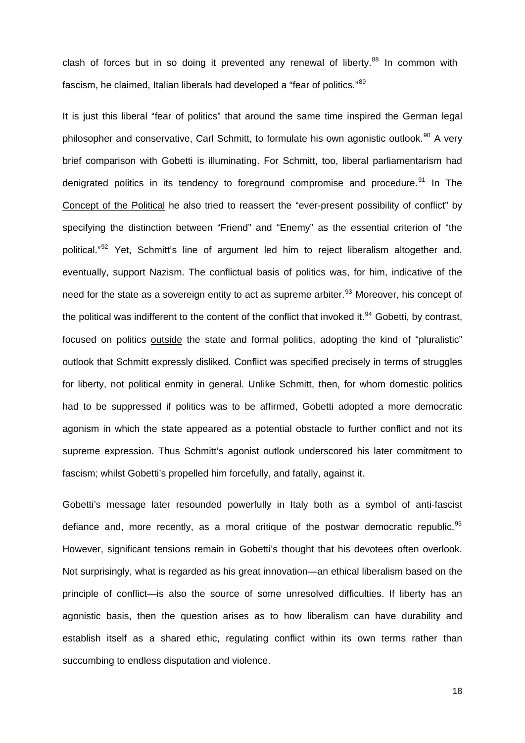clash of forces but in so doing it prevented any renewal of liberty.[88] In common with fascism, he claimed, Italian liberals had developed a "fear of politics."[89]

It is just this liberal "fear of politics" that around the same time inspired the German legal philosopher and conservative, Carl Schmitt, to formulate his own agonistic outlook.[90] A very brief comparison with Gobetti is illuminating. For Schmitt, too, liberal parliamentarism had denigrated politics in its tendency to foreground compromise and procedure.[91] In The Concept of the Political he also tried to reassert the "ever-present possibility of conflict" by specifying the distinction between "Friend" and "Enemy" as the essential criterion of "the political."[92] Yet, Schmitt's line of argument led him to reject liberalism altogether and, eventually, support Nazism. The conflictual basis of politics was, for him, indicative of the need for the state as a sovereign entity to act as supreme arbiter.[93] Moreover, his concept of the political was indifferent to the content of the conflict that invoked it.[94] Gobetti, by contrast, focused on politics outside the state and formal politics, adopting the kind of "pluralistic" outlook that Schmitt expressly disliked. Conflict was specified precisely in terms of struggles for liberty, not political enmity in general. Unlike Schmitt, then, for whom domestic politics had to be suppressed if politics was to be affirmed, Gobetti adopted a more democratic agonism in which the state appeared as a potential obstacle to further conflict and not its supreme expression. Thus Schmitt's agonist outlook underscored his later commitment to fascism; whilst Gobetti's propelled him forcefully, and fatally, against it.

Gobetti's message later resounded powerfully in Italy both as a symbol of anti-fascist defiance and, more recently, as a moral critique of the postwar democratic republic.[95] However, significant tensions remain in Gobetti's thought that his devotees often overlook. Not surprisingly, what is regarded as his great innovation—an ethical liberalism based on the principle of conflict—is also the source of some unresolved difficulties. If liberty has an agonistic basis, then the question arises as to how liberalism can have durability and establish itself as a shared ethic, regulating conflict within its own terms rather than succumbing to endless disputation and violence.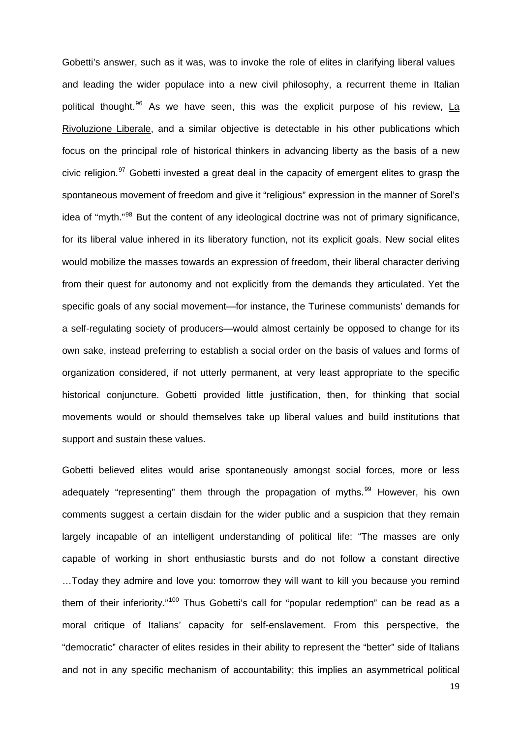Gobetti's answer, such as it was, was to invoke the role of elites in clarifying liberal values and leading the wider populace into a new civil philosophy, a recurrent theme in Italian political thought.[96] As we have seen, this was the explicit purpose of his review, La Rivoluzione Liberale, and a similar objective is detectable in his other publications which focus on the principal role of historical thinkers in advancing liberty as the basis of a new civic religion.[97] Gobetti invested a great deal in the capacity of emergent elites to grasp the spontaneous movement of freedom and give it "religious" expression in the manner of Sorel's idea of "myth."[98] But the content of any ideological doctrine was not of primary significance, for its liberal value inhered in its liberatory function, not its explicit goals. New social elites would mobilize the masses towards an expression of freedom, their liberal character deriving from their quest for autonomy and not explicitly from the demands they articulated. Yet the specific goals of any social movement—for instance, the Turinese communists' demands for a self-regulating society of producers—would almost certainly be opposed to change for its own sake, instead preferring to establish a social order on the basis of values and forms of organization considered, if not utterly permanent, at very least appropriate to the specific historical conjuncture. Gobetti provided little justification, then, for thinking that social movements would or should themselves take up liberal values and build institutions that support and sustain these values.

Gobetti believed elites would arise spontaneously amongst social forces, more or less adequately "representing" them through the propagation of myths.[99] However, his own comments suggest a certain disdain for the wider public and a suspicion that they remain largely incapable of an intelligent understanding of political life: "The masses are only capable of working in short enthusiastic bursts and do not follow a constant directive …Today they admire and love you: tomorrow they will want to kill you because you remind them of their inferiority."[100] Thus Gobetti's call for "popular redemption" can be read as a moral critique of Italians' capacity for self-enslavement. From this perspective, the "democratic" character of elites resides in their ability to represent the "better" side of Italians and not in any specific mechanism of accountability; this implies an asymmetrical political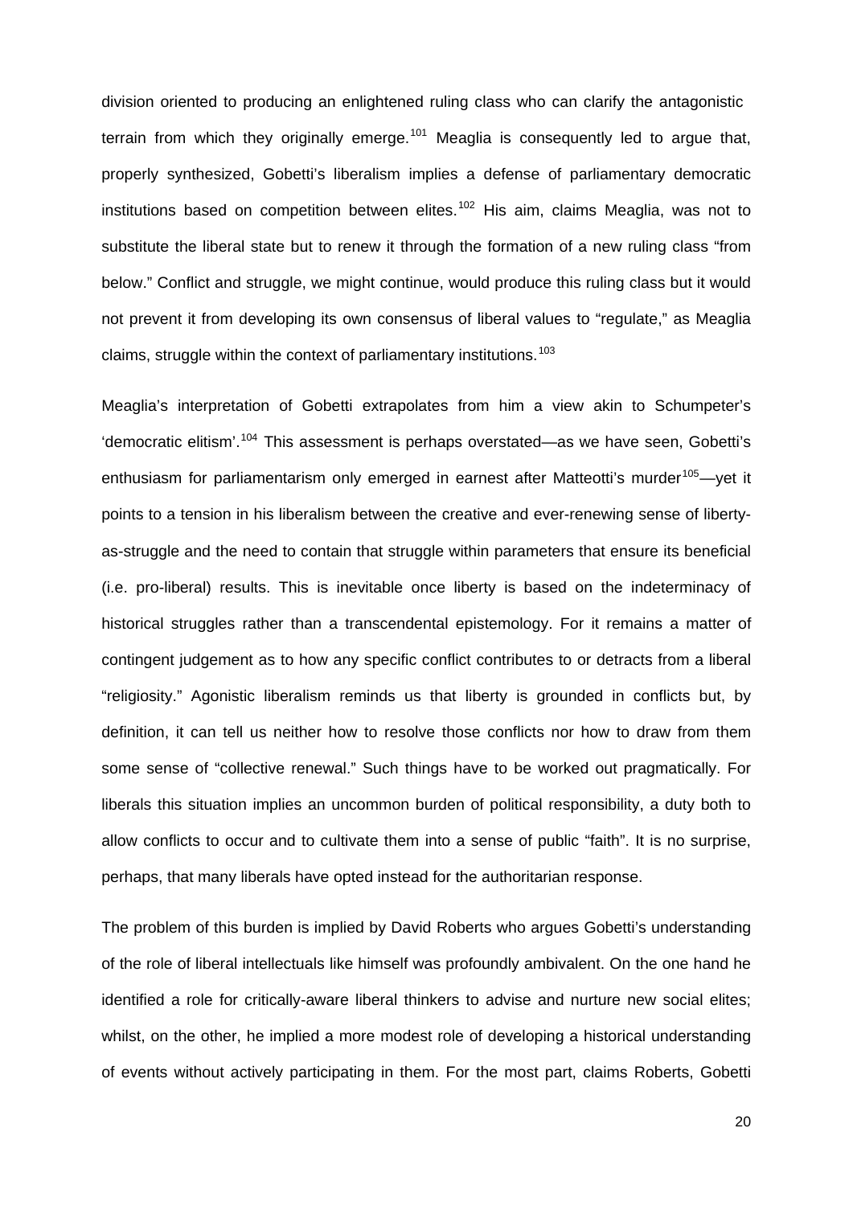division oriented to producing an enlightened ruling class who can clarify the antagonistic terrain from which they originally emerge.[101] Meaglia is consequently led to argue that, properly synthesized, Gobetti's liberalism implies a defense of parliamentary democratic institutions based on competition between elites.[102] His aim, claims Meaglia, was not to substitute the liberal state but to renew it through the formation of a new ruling class "from below." Conflict and struggle, we might continue, would produce this ruling class but it would not prevent it from developing its own consensus of liberal values to "regulate," as Meaglia claims, struggle within the context of parliamentary institutions.[103]

Meaglia's interpretation of Gobetti extrapolates from him a view akin to Schumpeter's 'democratic elitism'.[104] This assessment is perhaps overstated—as we have seen, Gobetti's enthusiasm for parliamentarism only emerged in earnest after Matteotti's murder[105]—yet it points to a tension in his liberalism between the creative and ever-renewing sense of liberty-as-struggle and the need to contain that struggle within parameters that ensure its beneficial (i.e. pro-liberal) results. This is inevitable once liberty is based on the indeterminacy of historical struggles rather than a transcendental epistemology. For it remains a matter of contingent judgement as to how any specific conflict contributes to or detracts from a liberal "religiosity." Agonistic liberalism reminds us that liberty is grounded in conflicts but, by definition, it can tell us neither how to resolve those conflicts nor how to draw from them some sense of "collective renewal." Such things have to be worked out pragmatically. For liberals this situation implies an uncommon burden of political responsibility, a duty both to allow conflicts to occur and to cultivate them into a sense of public "faith". It is no surprise, perhaps, that many liberals have opted instead for the authoritarian response.

The problem of this burden is implied by David Roberts who argues Gobetti's understanding of the role of liberal intellectuals like himself was profoundly ambivalent. On the one hand he identified a role for critically-aware liberal thinkers to advise and nurture new social elites; whilst, on the other, he implied a more modest role of developing a historical understanding of events without actively participating in them. For the most part, claims Roberts, Gobetti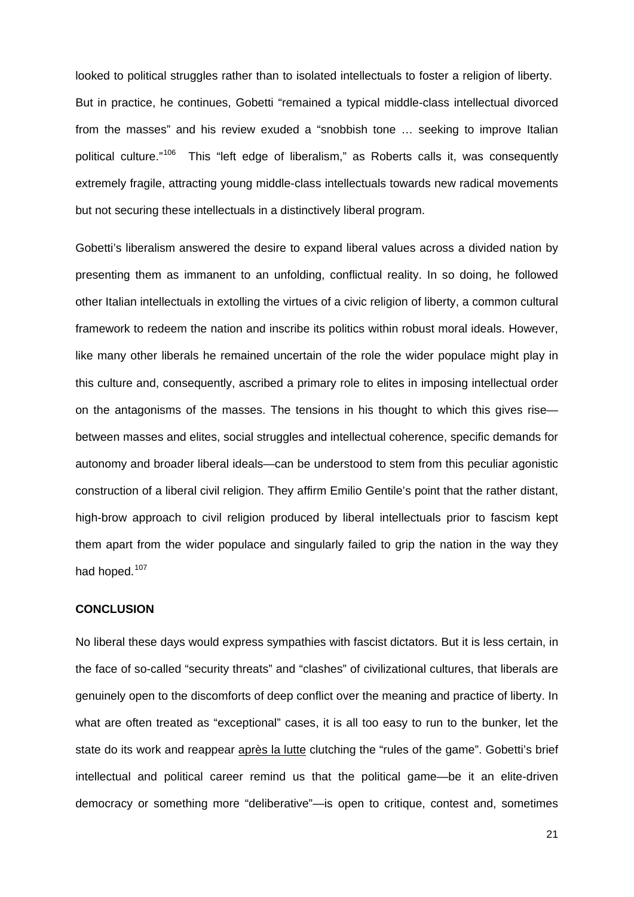looked to political struggles rather than to isolated intellectuals to foster a religion of liberty. But in practice, he continues, Gobetti "remained a typical middle-class intellectual divorced from the masses" and his review exuded a "snobbish tone … seeking to improve Italian political culture."[106] This "left edge of liberalism," as Roberts calls it, was consequently extremely fragile, attracting young middle-class intellectuals towards new radical movements but not securing these intellectuals in a distinctively liberal program.

Gobetti's liberalism answered the desire to expand liberal values across a divided nation by presenting them as immanent to an unfolding, conflictual reality. In so doing, he followed other Italian intellectuals in extolling the virtues of a civic religion of liberty, a common cultural framework to redeem the nation and inscribe its politics within robust moral ideals. However, like many other liberals he remained uncertain of the role the wider populace might play in this culture and, consequently, ascribed a primary role to elites in imposing intellectual order on the antagonisms of the masses. The tensions in his thought to which this gives rise—between masses and elites, social struggles and intellectual coherence, specific demands for autonomy and broader liberal ideals—can be understood to stem from this peculiar agonistic construction of a liberal civil religion. They affirm Emilio Gentile's point that the rather distant, high-brow approach to civil religion produced by liberal intellectuals prior to fascism kept them apart from the wider populace and singularly failed to grip the nation in the way they had hoped.[107]

## CONCLUSION

No liberal these days would express sympathies with fascist dictators. But it is less certain, in the face of so-called "security threats" and "clashes" of civilizational cultures, that liberals are genuinely open to the discomforts of deep conflict over the meaning and practice of liberty. In what are often treated as "exceptional" cases, it is all too easy to run to the bunker, let the state do its work and reappear <u>après la lutte</u> clutching the "rules of the game". Gobetti's brief intellectual and political career remind us that the political game—be it an elite-driven democracy or something more "deliberative"—is open to critique, contest and, sometimes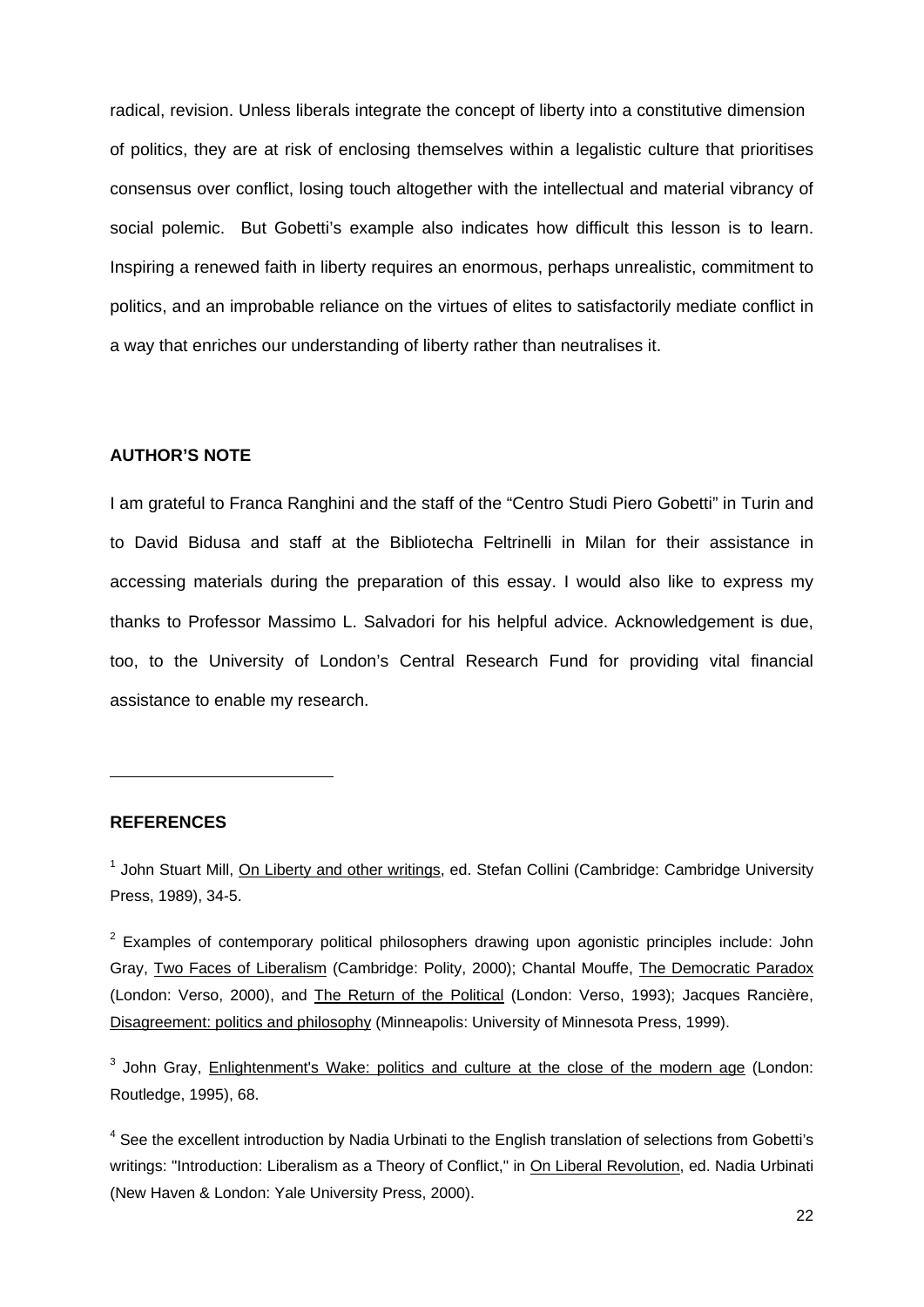radical, revision. Unless liberals integrate the concept of liberty into a constitutive dimension of politics, they are at risk of enclosing themselves within a legalistic culture that prioritises consensus over conflict, losing touch altogether with the intellectual and material vibrancy of social polemic. But Gobetti's example also indicates how difficult this lesson is to learn. Inspiring a renewed faith in liberty requires an enormous, perhaps unrealistic, commitment to politics, and an improbable reliance on the virtues of elites to satisfactorily mediate conflict in a way that enriches our understanding of liberty rather than neutralises it.

**AUTHOR'S NOTE**

I am grateful to Franca Ranghini and the staff of the "Centro Studi Piero Gobetti" in Turin and to David Bidusa and staff at the Bibliotecha Feltrinelli in Milan for their assistance in accessing materials during the preparation of this essay. I would also like to express my thanks to Professor Massimo L. Salvadori for his helpful advice. Acknowledgement is due, too, to the University of London's Central Research Fund for providing vital financial assistance to enable my research.

**REFERENCES**

[1] John Stuart Mill, On Liberty and other writings, ed. Stefan Collini (Cambridge: Cambridge University Press, 1989), 34-5.

[2] Examples of contemporary political philosophers drawing upon agonistic principles include: John Gray, Two Faces of Liberalism (Cambridge: Polity, 2000); Chantal Mouffe, The Democratic Paradox (London: Verso, 2000), and The Return of the Political (London: Verso, 1993); Jacques Rancière, Disagreement: politics and philosophy (Minneapolis: University of Minnesota Press, 1999).

[3] John Gray, Enlightenment's Wake: politics and culture at the close of the modern age (London: Routledge, 1995), 68.

[4] See the excellent introduction by Nadia Urbinati to the English translation of selections from Gobetti's writings: "Introduction: Liberalism as a Theory of Conflict," in On Liberal Revolution, ed. Nadia Urbinati (New Haven & London: Yale University Press, 2000).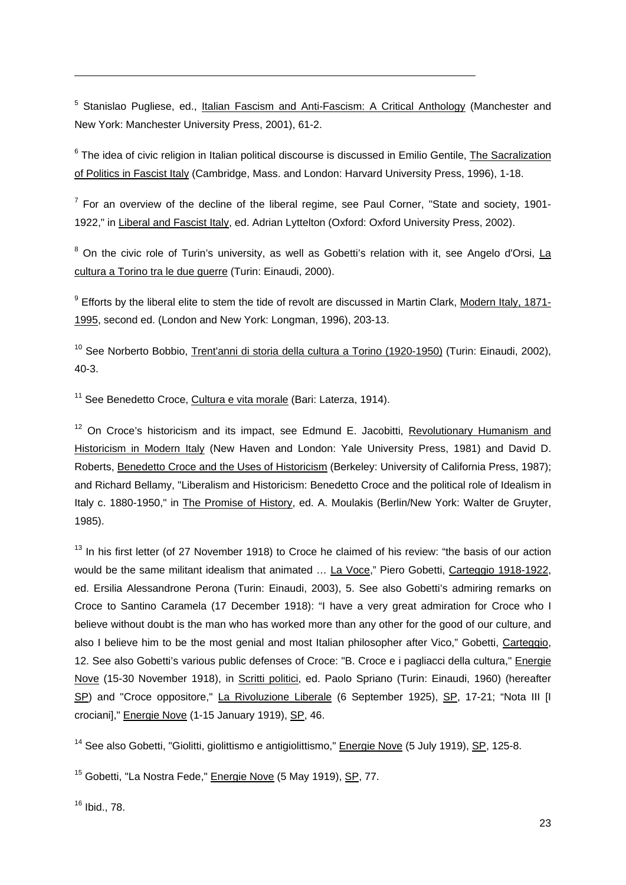[5] Stanislao Pugliese, ed., Italian Fascism and Anti-Fascism: A Critical Anthology (Manchester and New York: Manchester University Press, 2001), 61-2.

[6] The idea of civic religion in Italian political discourse is discussed in Emilio Gentile, The Sacralization of Politics in Fascist Italy (Cambridge, Mass. and London: Harvard University Press, 1996), 1-18.

[7] For an overview of the decline of the liberal regime, see Paul Corner, "State and society, 1901-1922," in Liberal and Fascist Italy, ed. Adrian Lyttelton (Oxford: Oxford University Press, 2002).

[8] On the civic role of Turin's university, as well as Gobetti's relation with it, see Angelo d'Orsi, La cultura a Torino tra le due guerre (Turin: Einaudi, 2000).

[9] Efforts by the liberal elite to stem the tide of revolt are discussed in Martin Clark, Modern Italy, 1871-1995, second ed. (London and New York: Longman, 1996), 203-13.

[10] See Norberto Bobbio, Trent'anni di storia della cultura a Torino (1920-1950) (Turin: Einaudi, 2002), 40-3.

[11] See Benedetto Croce, Cultura e vita morale (Bari: Laterza, 1914).

[12] On Croce's historicism and its impact, see Edmund E. Jacobitti, Revolutionary Humanism and Historicism in Modern Italy (New Haven and London: Yale University Press, 1981) and David D. Roberts, Benedetto Croce and the Uses of Historicism (Berkeley: University of California Press, 1987); and Richard Bellamy, "Liberalism and Historicism: Benedetto Croce and the political role of Idealism in Italy c. 1880-1950," in The Promise of History, ed. A. Moulakis (Berlin/New York: Walter de Gruyter, 1985).

[13] In his first letter (of 27 November 1918) to Croce he claimed of his review: "the basis of our action would be the same militant idealism that animated … La Voce," Piero Gobetti, Carteggio 1918-1922, ed. Ersilia Alessandrone Perona (Turin: Einaudi, 2003), 5. See also Gobetti's admiring remarks on Croce to Santino Caramela (17 December 1918): "I have a very great admiration for Croce who I believe without doubt is the man who has worked more than any other for the good of our culture, and also I believe him to be the most genial and most Italian philosopher after Vico," Gobetti, Carteggio, 12. See also Gobetti's various public defenses of Croce: "B. Croce e i pagliacci della cultura," Energie Nove (15-30 November 1918), in Scritti politici, ed. Paolo Spriano (Turin: Einaudi, 1960) (hereafter SP) and "Croce oppositore," La Rivoluzione Liberale (6 September 1925), SP, 17-21; "Nota III [I crociani]," Energie Nove (1-15 January 1919), SP, 46.

[14] See also Gobetti, "Giolitti, giolittismo e antigiolittismo," Energie Nove (5 July 1919), SP, 125-8.

[15] Gobetti, "La Nostra Fede," Energie Nove (5 May 1919), SP, 77.

[16] Ibid., 78.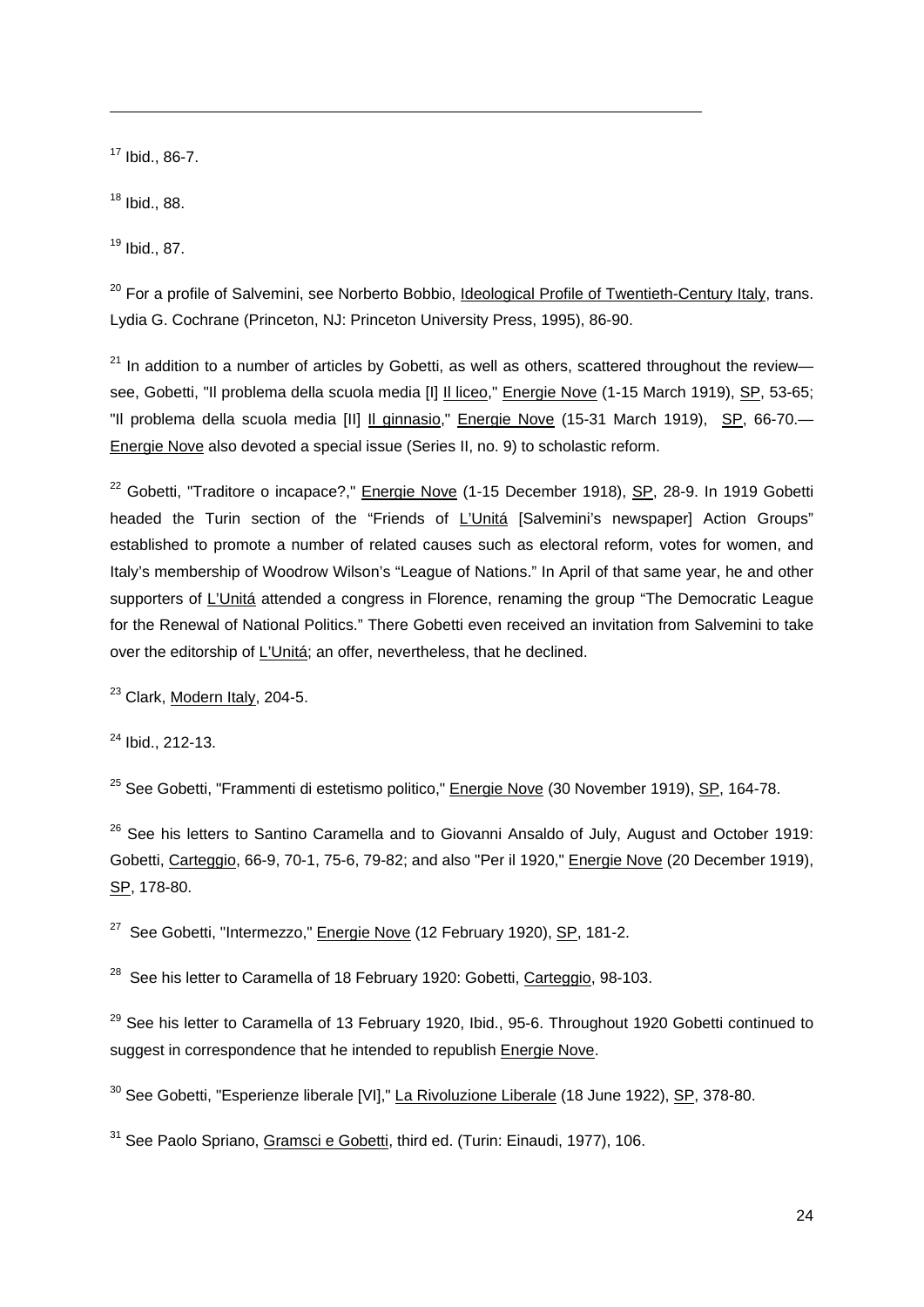[17] Ibid., 86-7.

[18] Ibid., 88.

[19] Ibid., 87.

[20] For a profile of Salvemini, see Norberto Bobbio, Ideological Profile of Twentieth-Century Italy, trans. Lydia G. Cochrane (Princeton, NJ: Princeton University Press, 1995), 86-90.

[21] In addition to a number of articles by Gobetti, as well as others, scattered throughout the review—see, Gobetti, "Il problema della scuola media [I] Il liceo," Energie Nove (1-15 March 1919), SP, 53-65; "Il problema della scuola media [II] Il ginnasio," Energie Nove (15-31 March 1919), SP, 66-70.—Energie Nove also devoted a special issue (Series II, no. 9) to scholastic reform.

[22] Gobetti, "Traditore o incapace?," Energie Nove (1-15 December 1918), SP, 28-9. In 1919 Gobetti headed the Turin section of the "Friends of L'Unitá [Salvemini's newspaper] Action Groups" established to promote a number of related causes such as electoral reform, votes for women, and Italy's membership of Woodrow Wilson's "League of Nations." In April of that same year, he and other supporters of L'Unitá attended a congress in Florence, renaming the group "The Democratic League for the Renewal of National Politics." There Gobetti even received an invitation from Salvemini to take over the editorship of L'Unitá; an offer, nevertheless, that he declined.

[23] Clark, Modern Italy, 204-5.

[24] Ibid., 212-13.

[25] See Gobetti, "Frammenti di estetismo politico," Energie Nove (30 November 1919), SP, 164-78.

[26] See his letters to Santino Caramella and to Giovanni Ansaldo of July, August and October 1919: Gobetti, Carteggio, 66-9, 70-1, 75-6, 79-82; and also "Per il 1920," Energie Nove (20 December 1919), SP, 178-80.

[27] See Gobetti, "Intermezzo," Energie Nove (12 February 1920), SP, 181-2.

[28] See his letter to Caramella of 18 February 1920: Gobetti, Carteggio, 98-103.

[29] See his letter to Caramella of 13 February 1920, Ibid., 95-6. Throughout 1920 Gobetti continued to suggest in correspondence that he intended to republish Energie Nove.

[30] See Gobetti, "Esperienze liberale [VI]," La Rivoluzione Liberale (18 June 1922), SP, 378-80.

[31] See Paolo Spriano, Gramsci e Gobetti, third ed. (Turin: Einaudi, 1977), 106.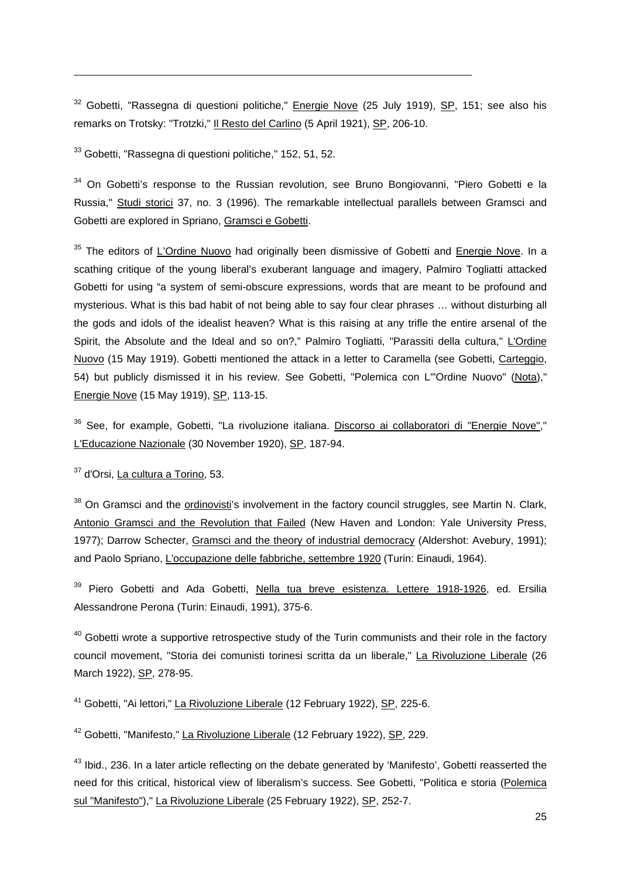[32] Gobetti, "Rassegna di questioni politiche," Energie Nove (25 July 1919), SP, 151; see also his remarks on Trotsky: "Trotzki," Il Resto del Carlino (5 April 1921), SP, 206-10.

[33] Gobetti, "Rassegna di questioni politiche," 152, 51, 52.

[34] On Gobetti's response to the Russian revolution, see Bruno Bongiovanni, "Piero Gobetti e la Russia," Studi storici 37, no. 3 (1996). The remarkable intellectual parallels between Gramsci and Gobetti are explored in Spriano, Gramsci e Gobetti.

[35] The editors of L'Ordine Nuovo had originally been dismissive of Gobetti and Energie Nove. In a scathing critique of the young liberal's exuberant language and imagery, Palmiro Togliatti attacked Gobetti for using "a system of semi-obscure expressions, words that are meant to be profound and mysterious. What is this bad habit of not being able to say four clear phrases … without disturbing all the gods and idols of the idealist heaven? What is this raising at any trifle the entire arsenal of the Spirit, the Absolute and the Ideal and so on?," Palmiro Togliatti, "Parassiti della cultura," L'Ordine Nuovo (15 May 1919). Gobetti mentioned the attack in a letter to Caramella (see Gobetti, Carteggio, 54) but publicly dismissed it in his review. See Gobetti, "Polemica con L'"Ordine Nuovo" (Nota)," Energie Nove (15 May 1919), SP, 113-15.

[36] See, for example, Gobetti, "La rivoluzione italiana. Discorso ai collaboratori di "Energie Nove"," L'Educazione Nazionale (30 November 1920), SP, 187-94.

[37] d'Orsi, La cultura a Torino, 53.

[38] On Gramsci and the ordinovisti's involvement in the factory council struggles, see Martin N. Clark, Antonio Gramsci and the Revolution that Failed (New Haven and London: Yale University Press, 1977); Darrow Schecter, Gramsci and the theory of industrial democracy (Aldershot: Avebury, 1991); and Paolo Spriano, L'occupazione delle fabbriche, settembre 1920 (Turin: Einaudi, 1964).

[39] Piero Gobetti and Ada Gobetti, Nella tua breve esistenza. Lettere 1918-1926, ed. Ersilia Alessandrone Perona (Turin: Einaudi, 1991), 375-6.

[40] Gobetti wrote a supportive retrospective study of the Turin communists and their role in the factory council movement, "Storia dei comunisti torinesi scritta da un liberale," La Rivoluzione Liberale (26 March 1922), SP, 278-95.

[41] Gobetti, "Ai lettori," La Rivoluzione Liberale (12 February 1922), SP, 225-6.

[42] Gobetti, "Manifesto," La Rivoluzione Liberale (12 February 1922), SP, 229.

[43] Ibid., 236. In a later article reflecting on the debate generated by 'Manifesto', Gobetti reasserted the need for this critical, historical view of liberalism's success. See Gobetti, "Politica e storia (Polemica sul "Manifesto")," La Rivoluzione Liberale (25 February 1922), SP, 252-7.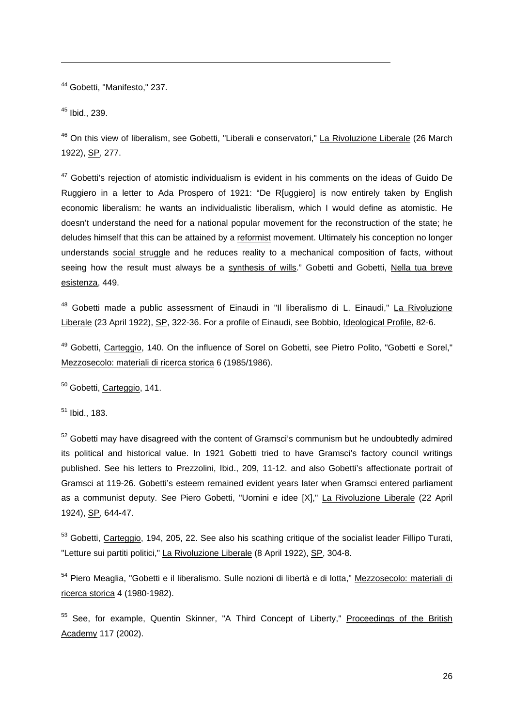[44] Gobetti, "Manifesto," 237.

[45] Ibid., 239.

[46] On this view of liberalism, see Gobetti, "Liberali e conservatori," La Rivoluzione Liberale (26 March 1922), SP, 277.

[47] Gobetti's rejection of atomistic individualism is evident in his comments on the ideas of Guido De Ruggiero in a letter to Ada Prospero of 1921: "De R[uggiero] is now entirely taken by English economic liberalism: he wants an individualistic liberalism, which I would define as atomistic. He doesn't understand the need for a national popular movement for the reconstruction of the state; he deludes himself that this can be attained by a reformist movement. Ultimately his conception no longer understands social struggle and he reduces reality to a mechanical composition of facts, without seeing how the result must always be a synthesis of wills." Gobetti and Gobetti, Nella tua breve esistenza, 449.

[48] Gobetti made a public assessment of Einaudi in "Il liberalismo di L. Einaudi," La Rivoluzione Liberale (23 April 1922), SP, 322-36. For a profile of Einaudi, see Bobbio, Ideological Profile, 82-6.

[49] Gobetti, Carteggio, 140. On the influence of Sorel on Gobetti, see Pietro Polito, "Gobetti e Sorel," Mezzosecolo: materiali di ricerca storica 6 (1985/1986).

[50] Gobetti, Carteggio, 141.

[51] Ibid., 183.

[52] Gobetti may have disagreed with the content of Gramsci's communism but he undoubtedly admired its political and historical value. In 1921 Gobetti tried to have Gramsci's factory council writings published. See his letters to Prezzolini, Ibid., 209, 11-12. and also Gobetti's affectionate portrait of Gramsci at 119-26. Gobetti's esteem remained evident years later when Gramsci entered parliament as a communist deputy. See Piero Gobetti, "Uomini e idee [X]," La Rivoluzione Liberale (22 April 1924), SP, 644-47.

[53] Gobetti, Carteggio, 194, 205, 22. See also his scathing critique of the socialist leader Fillipo Turati, "Letture sui partiti politici," La Rivoluzione Liberale (8 April 1922), SP, 304-8.

[54] Piero Meaglia, "Gobetti e il liberalismo. Sulle nozioni di libertà e di lotta," Mezzosecolo: materiali di ricerca storica 4 (1980-1982).

[55] See, for example, Quentin Skinner, "A Third Concept of Liberty," Proceedings of the British Academy 117 (2002).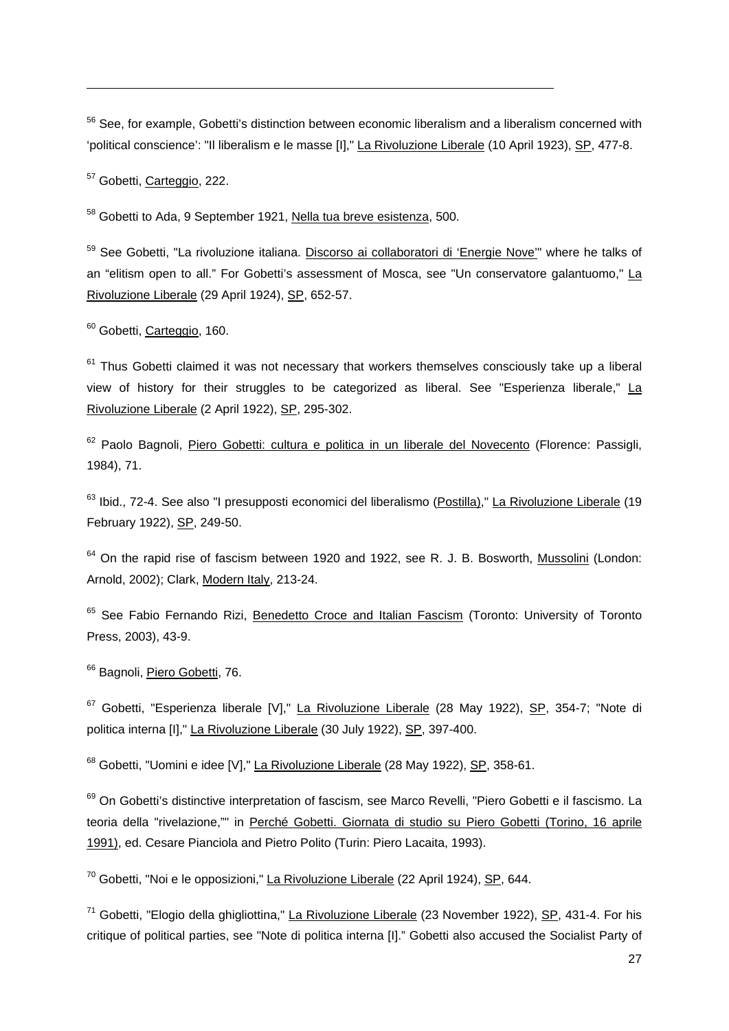[56] See, for example, Gobetti's distinction between economic liberalism and a liberalism concerned with 'political conscience': "Il liberalism e le masse [I]," La Rivoluzione Liberale (10 April 1923), SP, 477-8.

[57] Gobetti, Carteggio, 222.

[58] Gobetti to Ada, 9 September 1921, Nella tua breve esistenza, 500.

[59] See Gobetti, "La rivoluzione italiana. Discorso ai collaboratori di 'Energie Nove'" where he talks of an "elitism open to all." For Gobetti's assessment of Mosca, see "Un conservatore galantuomo," La Rivoluzione Liberale (29 April 1924), SP, 652-57.

[60] Gobetti, Carteggio, 160.

[61] Thus Gobetti claimed it was not necessary that workers themselves consciously take up a liberal view of history for their struggles to be categorized as liberal. See "Esperienza liberale," La Rivoluzione Liberale (2 April 1922), SP, 295-302.

[62] Paolo Bagnoli, Piero Gobetti: cultura e politica in un liberale del Novecento (Florence: Passigli, 1984), 71.

[63] Ibid., 72-4. See also "I presupposti economici del liberalismo (Postilla)," La Rivoluzione Liberale (19 February 1922), SP, 249-50.

[64] On the rapid rise of fascism between 1920 and 1922, see R. J. B. Bosworth, Mussolini (London: Arnold, 2002); Clark, Modern Italy, 213-24.

[65] See Fabio Fernando Rizi, Benedetto Croce and Italian Fascism (Toronto: University of Toronto Press, 2003), 43-9.

[66] Bagnoli, Piero Gobetti, 76.

[67] Gobetti, "Esperienza liberale [V]," La Rivoluzione Liberale (28 May 1922), SP, 354-7; "Note di politica interna [I]," La Rivoluzione Liberale (30 July 1922), SP, 397-400.

[68] Gobetti, "Uomini e idee [V]," La Rivoluzione Liberale (28 May 1922), SP, 358-61.

[69] On Gobetti's distinctive interpretation of fascism, see Marco Revelli, "Piero Gobetti e il fascismo. La teoria della "rivelazione,"" in Perché Gobetti. Giornata di studio su Piero Gobetti (Torino, 16 aprile 1991), ed. Cesare Pianciola and Pietro Polito (Turin: Piero Lacaita, 1993).

[70] Gobetti, "Noi e le opposizioni," La Rivoluzione Liberale (22 April 1924), SP, 644.

[71] Gobetti, "Elogio della ghigliottina," La Rivoluzione Liberale (23 November 1922), SP, 431-4. For his critique of political parties, see "Note di politica interna [I]." Gobetti also accused the Socialist Party of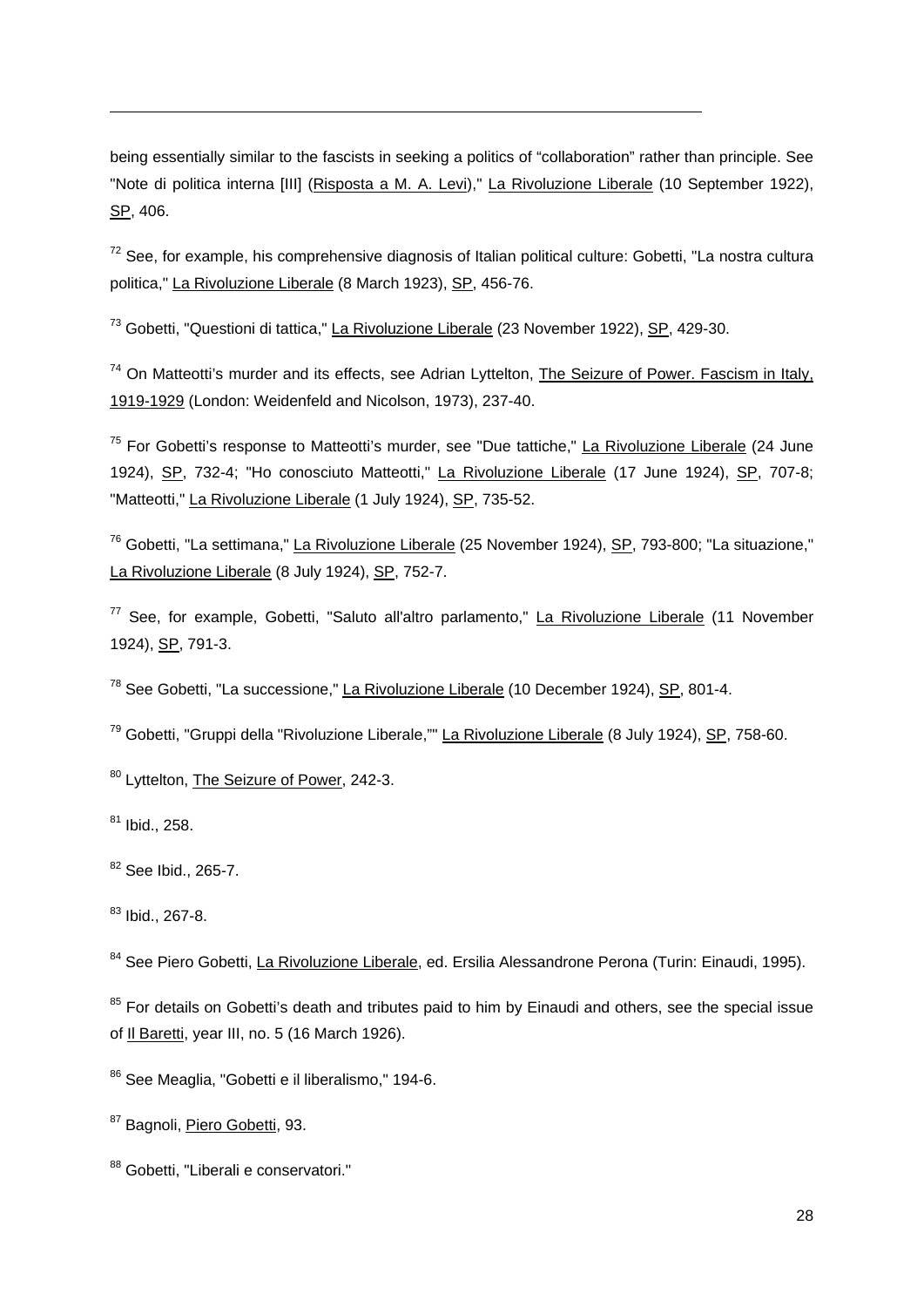being essentially similar to the fascists in seeking a politics of "collaboration" rather than principle. See "Note di politica interna [III] (Risposta a M. A. Levi)," La Rivoluzione Liberale (10 September 1922), SP, 406.

[72] See, for example, his comprehensive diagnosis of Italian political culture: Gobetti, "La nostra cultura politica," La Rivoluzione Liberale (8 March 1923), SP, 456-76.

[73] Gobetti, "Questioni di tattica," La Rivoluzione Liberale (23 November 1922), SP, 429-30.

[74] On Matteotti's murder and its effects, see Adrian Lyttelton, The Seizure of Power. Fascism in Italy, 1919-1929 (London: Weidenfeld and Nicolson, 1973), 237-40.

[75] For Gobetti's response to Matteotti's murder, see "Due tattiche," La Rivoluzione Liberale (24 June 1924), SP, 732-4; "Ho conosciuto Matteotti," La Rivoluzione Liberale (17 June 1924), SP, 707-8; "Matteotti," La Rivoluzione Liberale (1 July 1924), SP, 735-52.

[76] Gobetti, "La settimana," La Rivoluzione Liberale (25 November 1924), SP, 793-800; "La situazione," La Rivoluzione Liberale (8 July 1924), SP, 752-7.

[77] See, for example, Gobetti, "Saluto all'altro parlamento," La Rivoluzione Liberale (11 November 1924), SP, 791-3.

[78] See Gobetti, "La successione," La Rivoluzione Liberale (10 December 1924), SP, 801-4.

[79] Gobetti, "Gruppi della "Rivoluzione Liberale,"" La Rivoluzione Liberale (8 July 1924), SP, 758-60.

[80] Lyttelton, The Seizure of Power, 242-3.

[81] Ibid., 258.

[82] See Ibid., 265-7.

[83] Ibid., 267-8.

[84] See Piero Gobetti, La Rivoluzione Liberale, ed. Ersilia Alessandrone Perona (Turin: Einaudi, 1995).

[85] For details on Gobetti's death and tributes paid to him by Einaudi and others, see the special issue of Il Baretti, year III, no. 5 (16 March 1926).

[86] See Meaglia, "Gobetti e il liberalismo," 194-6.

[87] Bagnoli, Piero Gobetti, 93.

[88] Gobetti, "Liberali e conservatori."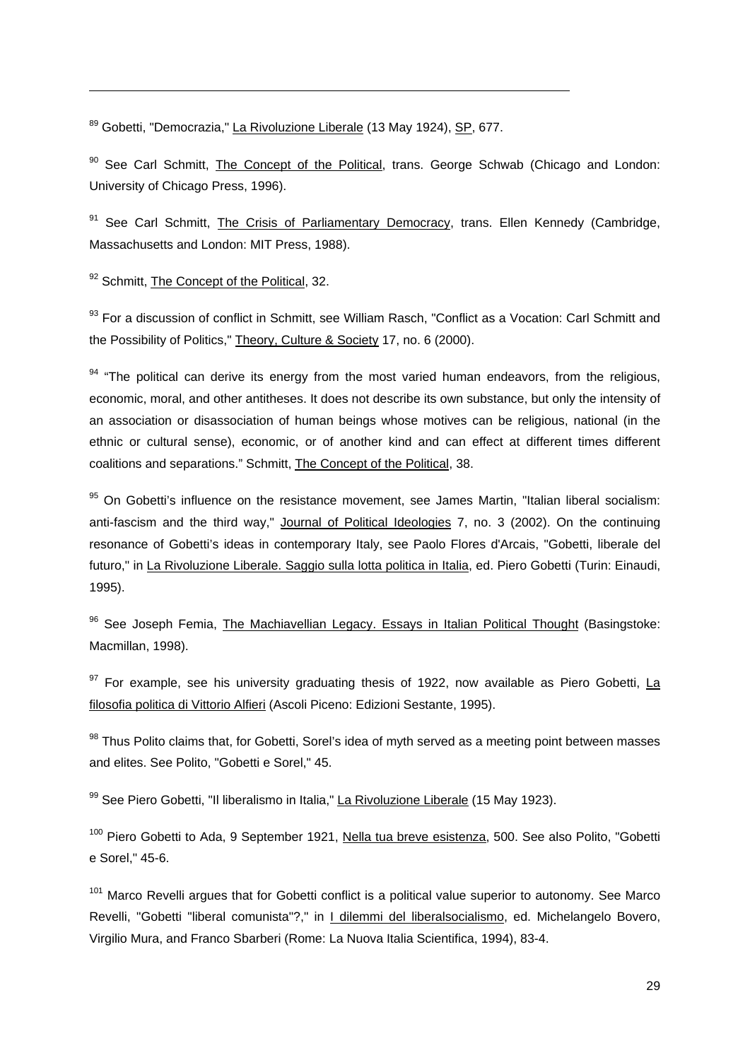[89] Gobetti, "Democrazia," La Rivoluzione Liberale (13 May 1924), SP, 677.

[90] See Carl Schmitt, The Concept of the Political, trans. George Schwab (Chicago and London: University of Chicago Press, 1996).

[91] See Carl Schmitt, The Crisis of Parliamentary Democracy, trans. Ellen Kennedy (Cambridge, Massachusetts and London: MIT Press, 1988).

[92] Schmitt, The Concept of the Political, 32.

[93] For a discussion of conflict in Schmitt, see William Rasch, "Conflict as a Vocation: Carl Schmitt and the Possibility of Politics," Theory, Culture & Society 17, no. 6 (2000).

[94] "The political can derive its energy from the most varied human endeavors, from the religious, economic, moral, and other antitheses. It does not describe its own substance, but only the intensity of an association or disassociation of human beings whose motives can be religious, national (in the ethnic or cultural sense), economic, or of another kind and can effect at different times different coalitions and separations." Schmitt, The Concept of the Political, 38.

[95] On Gobetti's influence on the resistance movement, see James Martin, "Italian liberal socialism: anti-fascism and the third way," Journal of Political Ideologies 7, no. 3 (2002). On the continuing resonance of Gobetti's ideas in contemporary Italy, see Paolo Flores d'Arcais, "Gobetti, liberale del futuro," in La Rivoluzione Liberale. Saggio sulla lotta politica in Italia, ed. Piero Gobetti (Turin: Einaudi, 1995).

[96] See Joseph Femia, The Machiavellian Legacy. Essays in Italian Political Thought (Basingstoke: Macmillan, 1998).

[97] For example, see his university graduating thesis of 1922, now available as Piero Gobetti, La filosofia politica di Vittorio Alfieri (Ascoli Piceno: Edizioni Sestante, 1995).

[98] Thus Polito claims that, for Gobetti, Sorel's idea of myth served as a meeting point between masses and elites. See Polito, "Gobetti e Sorel," 45.

[99] See Piero Gobetti, "Il liberalismo in Italia," La Rivoluzione Liberale (15 May 1923).

[100] Piero Gobetti to Ada, 9 September 1921, Nella tua breve esistenza, 500. See also Polito, "Gobetti e Sorel," 45-6.

[101] Marco Revelli argues that for Gobetti conflict is a political value superior to autonomy. See Marco Revelli, "Gobetti "liberal comunista"?," in I dilemmi del liberalsocialismo, ed. Michelangelo Bovero, Virgilio Mura, and Franco Sbarberi (Rome: La Nuova Italia Scientifica, 1994), 83-4.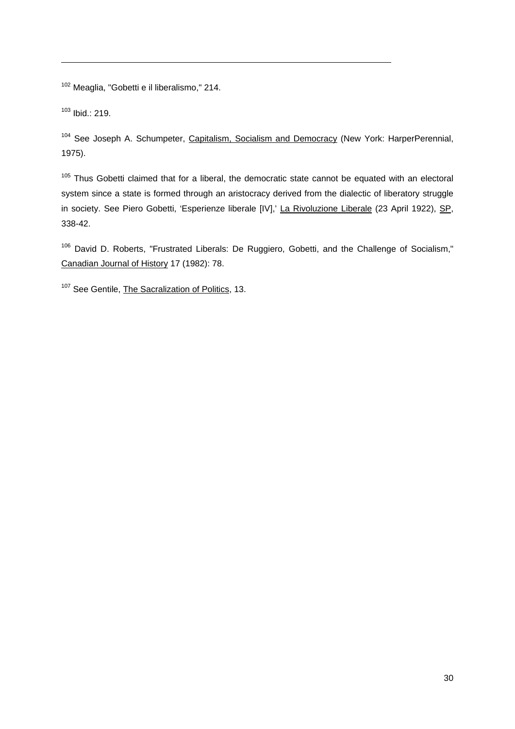[102] Meaglia, "Gobetti e il liberalismo," 214.

[103] Ibid.: 219.

[104] See Joseph A. Schumpeter, Capitalism, Socialism and Democracy (New York: HarperPerennial, 1975).

[105] Thus Gobetti claimed that for a liberal, the democratic state cannot be equated with an electoral system since a state is formed through an aristocracy derived from the dialectic of liberatory struggle in society. See Piero Gobetti, 'Esperienze liberale [IV],' La Rivoluzione Liberale (23 April 1922), SP, 338-42.

[106] David D. Roberts, "Frustrated Liberals: De Ruggiero, Gobetti, and the Challenge of Socialism," Canadian Journal of History 17 (1982): 78.

[107] See Gentile, The Sacralization of Politics, 13.